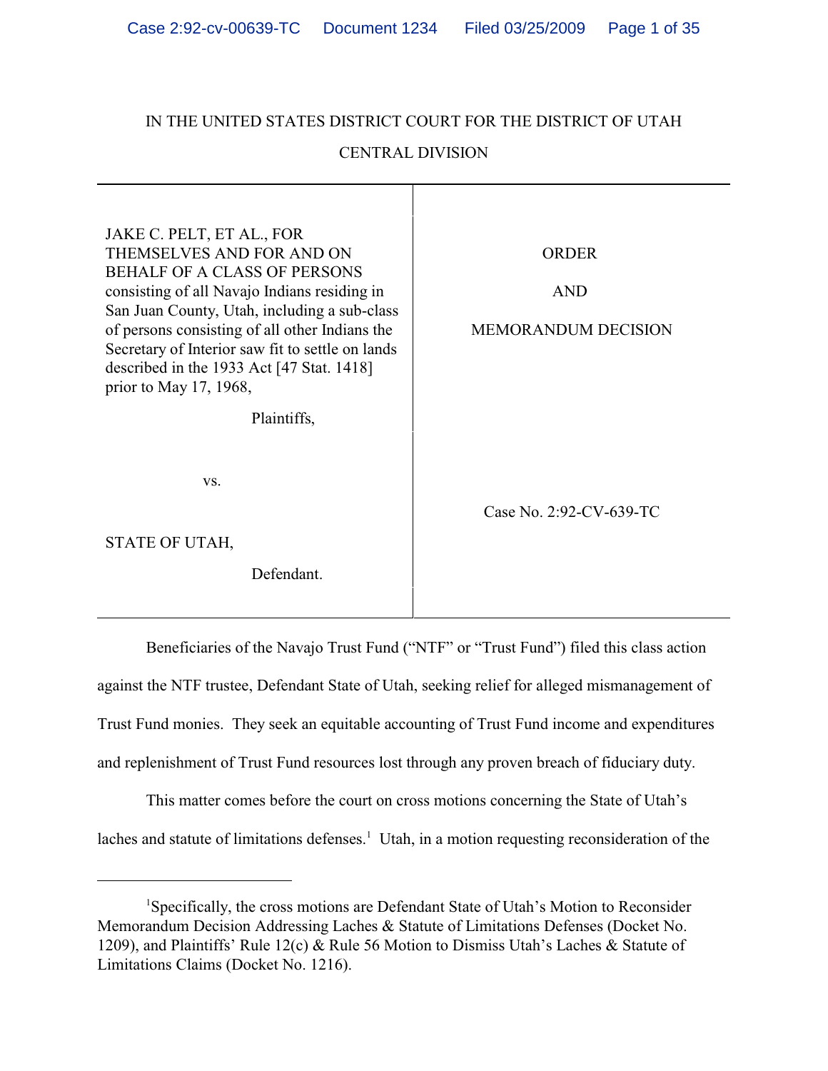IN THE UNITED STATES DISTRICT COURT FOR THE DISTRICT OF UTAH

CENTRAL DIVISION

| | |
|---|---|
| JAKE C. PELT, ET AL., FOR THEMSELVES AND FOR AND ON BEHALF OF A CLASS OF PERSONS consisting of all Navajo Indians residing in San Juan County, Utah, including a sub-class of persons consisting of all other Indians the Secretary of Interior saw fit to settle on lands described in the 1933 Act [47 Stat. 1418] prior to May 17, 1968,<br><br>Plaintiffs,<br><br>vs.<br><br>STATE OF UTAH,<br><br>Defendant. | ORDER<br><br>AND<br><br>MEMORANDUM DECISION<br><br><br><br>Case No. 2:92-CV-639-TC |

Beneficiaries of the Navajo Trust Fund ("NTF" or "Trust Fund") filed this class action against the NTF trustee, Defendant State of Utah, seeking relief for alleged mismanagement of Trust Fund monies. They seek an equitable accounting of Trust Fund income and expenditures and replenishment of Trust Fund resources lost through any proven breach of fiduciary duty.

This matter comes before the court on cross motions concerning the State of Utah's laches and statute of limitations defenses.[1] Utah, in a motion requesting reconsideration of the

---

[1]Specifically, the cross motions are Defendant State of Utah's Motion to Reconsider Memorandum Decision Addressing Laches & Statute of Limitations Defenses (Docket No. 1209), and Plaintiffs' Rule 12(c) & Rule 56 Motion to Dismiss Utah's Laches & Statute of Limitations Claims (Docket No. 1216).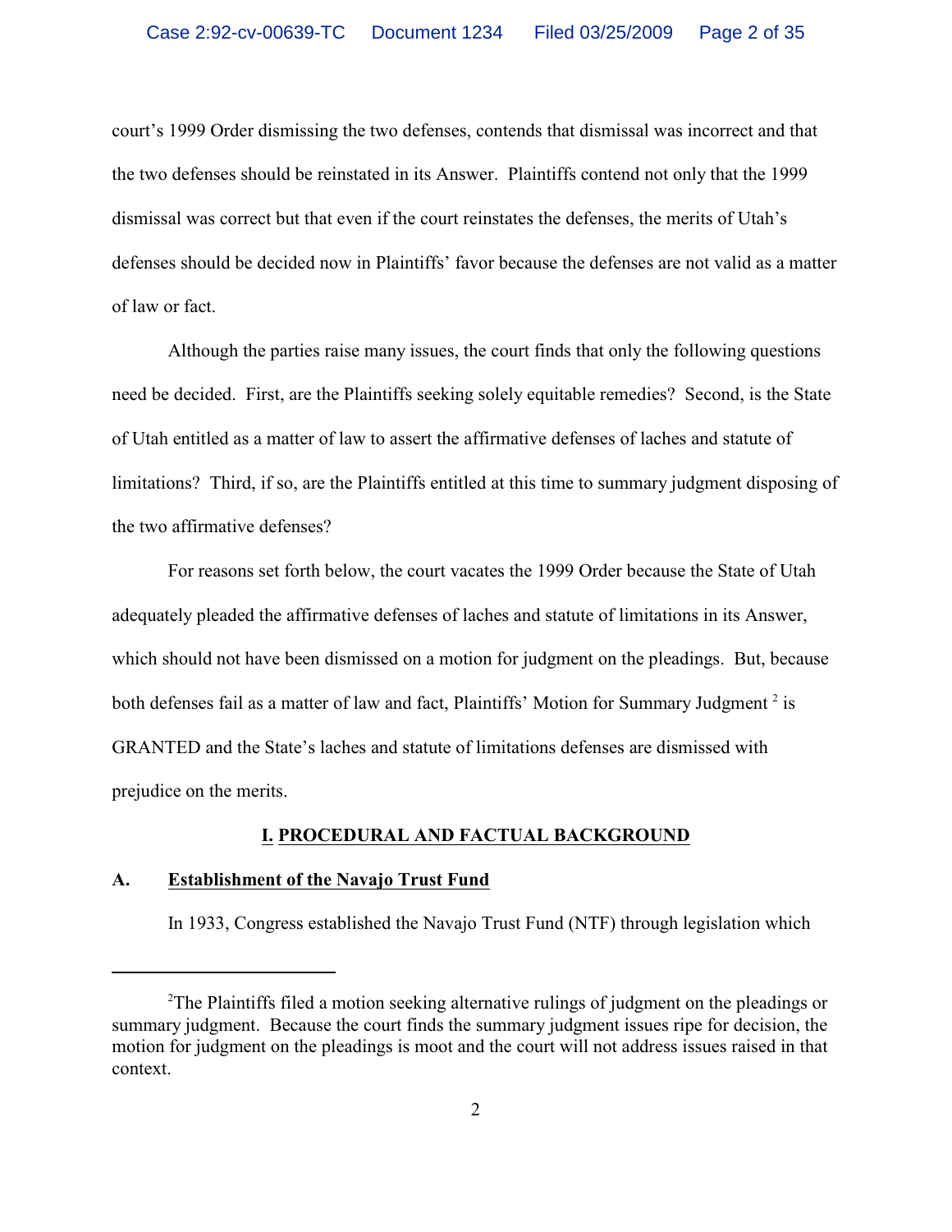court's 1999 Order dismissing the two defenses, contends that dismissal was incorrect and that the two defenses should be reinstated in its Answer. Plaintiffs contend not only that the 1999 dismissal was correct but that even if the court reinstates the defenses, the merits of Utah's defenses should be decided now in Plaintiffs' favor because the defenses are not valid as a matter of law or fact.

Although the parties raise many issues, the court finds that only the following questions need be decided. First, are the Plaintiffs seeking solely equitable remedies? Second, is the State of Utah entitled as a matter of law to assert the affirmative defenses of laches and statute of limitations? Third, if so, are the Plaintiffs entitled at this time to summary judgment disposing of the two affirmative defenses?

For reasons set forth below, the court vacates the 1999 Order because the State of Utah adequately pleaded the affirmative defenses of laches and statute of limitations in its Answer, which should not have been dismissed on a motion for judgment on the pleadings. But, because both defenses fail as a matter of law and fact, Plaintiffs' Motion for Summary Judgment [2] is GRANTED and the State's laches and statute of limitations defenses are dismissed with prejudice on the merits.

## I. PROCEDURAL AND FACTUAL BACKGROUND

### A. Establishment of the Navajo Trust Fund

In 1933, Congress established the Navajo Trust Fund (NTF) through legislation which

---

[2] The Plaintiffs filed a motion seeking alternative rulings of judgment on the pleadings or summary judgment. Because the court finds the summary judgment issues ripe for decision, the motion for judgment on the pleadings is moot and the court will not address issues raised in that context.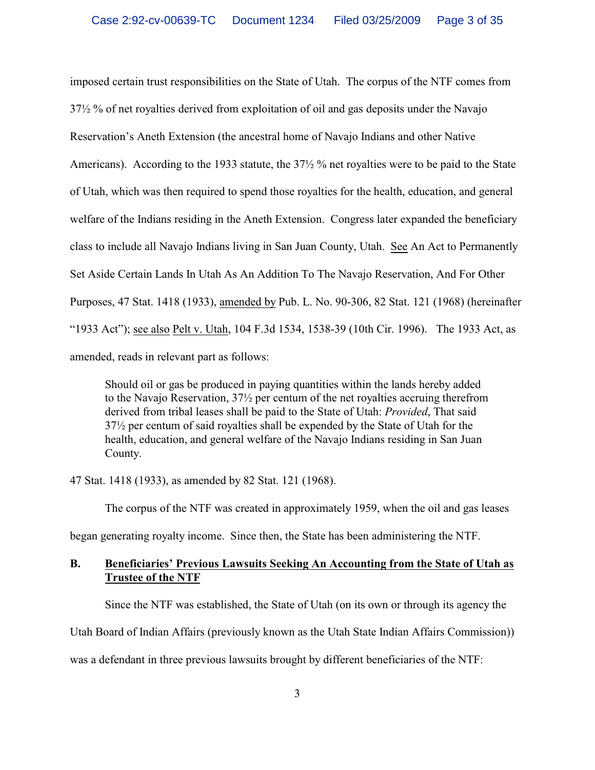imposed certain trust responsibilities on the State of Utah. The corpus of the NTF comes from 37½ % of net royalties derived from exploitation of oil and gas deposits under the Navajo Reservation's Aneth Extension (the ancestral home of Navajo Indians and other Native Americans). According to the 1933 statute, the 37½ % net royalties were to be paid to the State of Utah, which was then required to spend those royalties for the health, education, and general welfare of the Indians residing in the Aneth Extension. Congress later expanded the beneficiary class to include all Navajo Indians living in San Juan County, Utah. See An Act to Permanently Set Aside Certain Lands In Utah As An Addition To The Navajo Reservation, And For Other Purposes, 47 Stat. 1418 (1933), amended by Pub. L. No. 90-306, 82 Stat. 121 (1968) (hereinafter "1933 Act"); see also Pelt v. Utah, 104 F.3d 1534, 1538-39 (10th Cir. 1996). The 1933 Act, as amended, reads in relevant part as follows:

> Should oil or gas be produced in paying quantities within the lands hereby added to the Navajo Reservation, 37½ per centum of the net royalties accruing therefrom derived from tribal leases shall be paid to the State of Utah: *Provided*, That said 37½ per centum of said royalties shall be expended by the State of Utah for the health, education, and general welfare of the Navajo Indians residing in San Juan County.

47 Stat. 1418 (1933), as amended by 82 Stat. 121 (1968).

The corpus of the NTF was created in approximately 1959, when the oil and gas leases began generating royalty income. Since then, the State has been administering the NTF.

### B. Beneficiaries' Previous Lawsuits Seeking An Accounting from the State of Utah as Trustee of the NTF

Since the NTF was established, the State of Utah (on its own or through its agency the Utah Board of Indian Affairs (previously known as the Utah State Indian Affairs Commission)) was a defendant in three previous lawsuits brought by different beneficiaries of the NTF: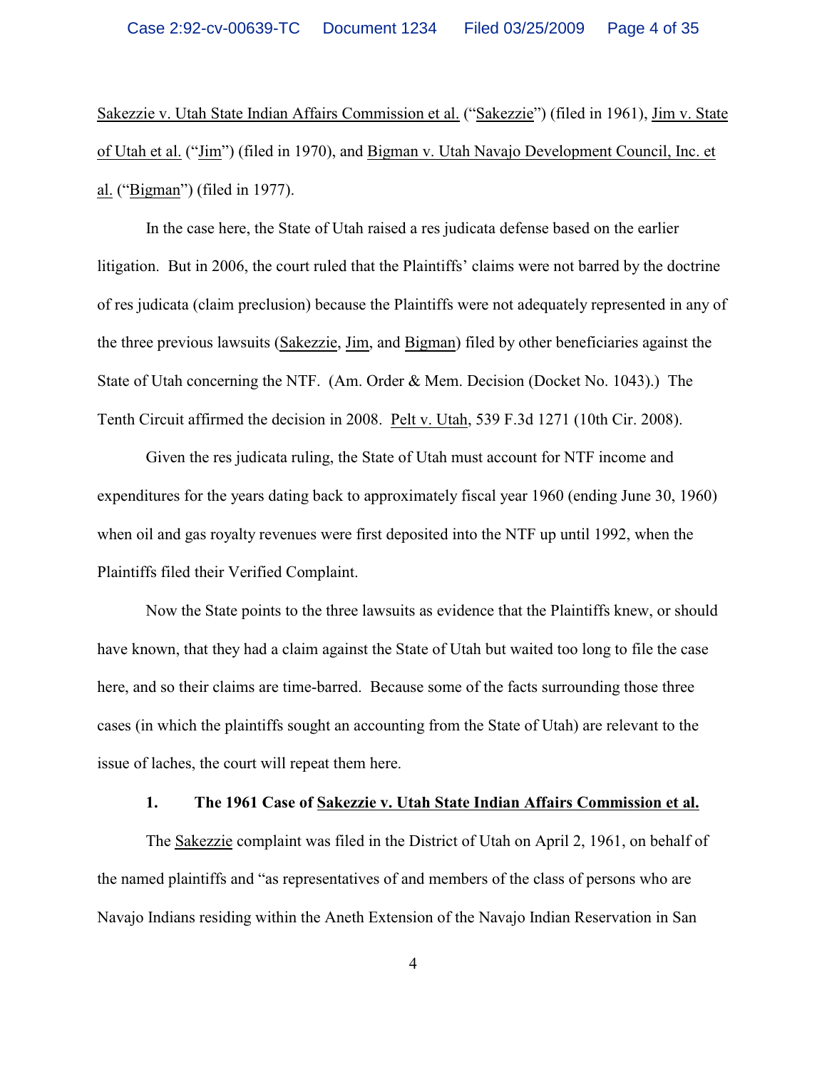Sakezzie v. Utah State Indian Affairs Commission et al. ("Sakezzie") (filed in 1961), Jim v. State of Utah et al. ("Jim") (filed in 1970), and Bigman v. Utah Navajo Development Council, Inc. et al. ("Bigman") (filed in 1977).

In the case here, the State of Utah raised a res judicata defense based on the earlier litigation. But in 2006, the court ruled that the Plaintiffs' claims were not barred by the doctrine of res judicata (claim preclusion) because the Plaintiffs were not adequately represented in any of the three previous lawsuits (Sakezzie, Jim, and Bigman) filed by other beneficiaries against the State of Utah concerning the NTF. (Am. Order & Mem. Decision (Docket No. 1043).) The Tenth Circuit affirmed the decision in 2008. Pelt v. Utah, 539 F.3d 1271 (10th Cir. 2008).

Given the res judicata ruling, the State of Utah must account for NTF income and expenditures for the years dating back to approximately fiscal year 1960 (ending June 30, 1960) when oil and gas royalty revenues were first deposited into the NTF up until 1992, when the Plaintiffs filed their Verified Complaint.

Now the State points to the three lawsuits as evidence that the Plaintiffs knew, or should have known, that they had a claim against the State of Utah but waited too long to file the case here, and so their claims are time-barred. Because some of the facts surrounding those three cases (in which the plaintiffs sought an accounting from the State of Utah) are relevant to the issue of laches, the court will repeat them here.

**1. The 1961 Case of Sakezzie v. Utah State Indian Affairs Commission et al.**

The Sakezzie complaint was filed in the District of Utah on April 2, 1961, on behalf of the named plaintiffs and "as representatives of and members of the class of persons who are Navajo Indians residing within the Aneth Extension of the Navajo Indian Reservation in San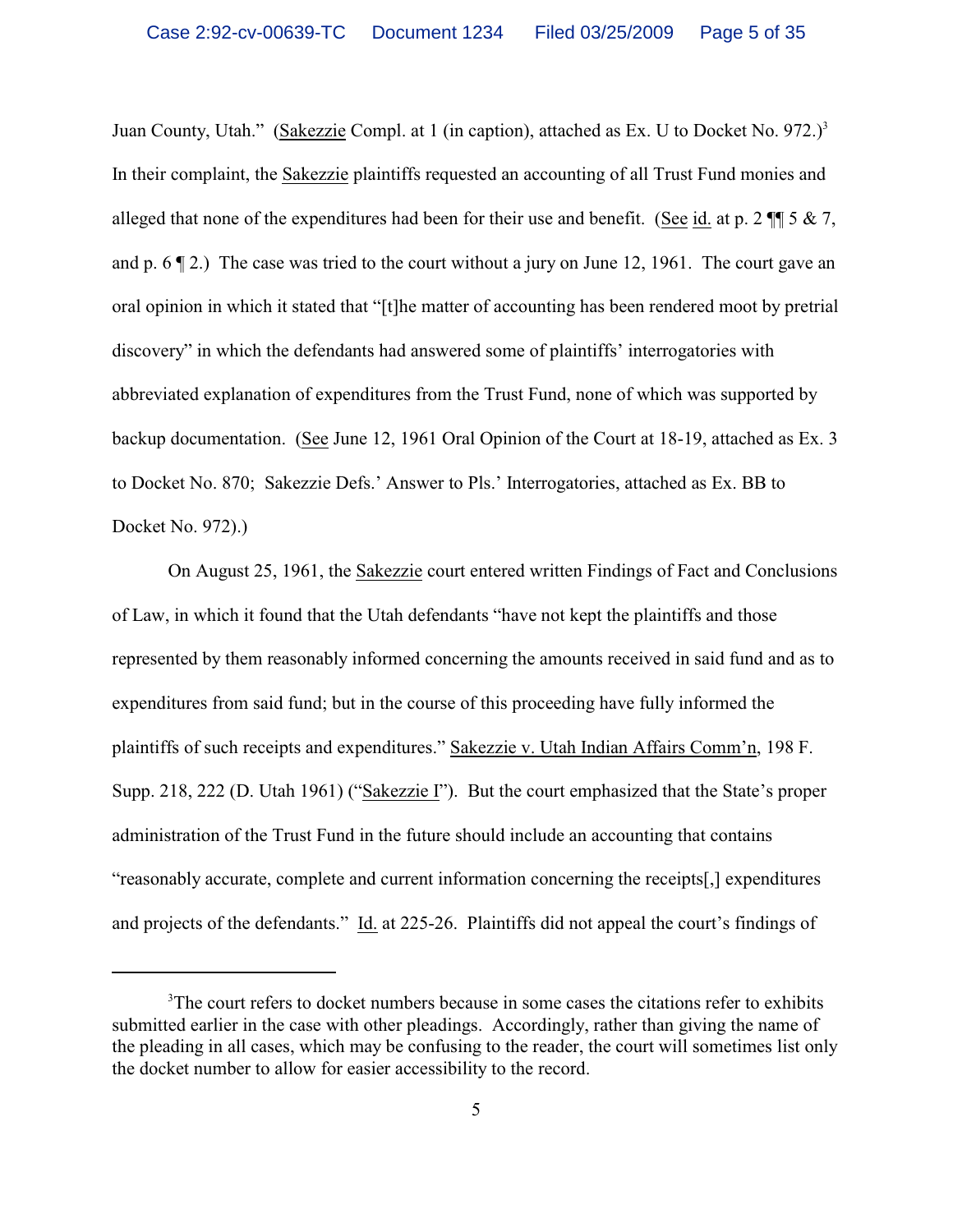Juan County, Utah." (Sakezzie Compl. at 1 (in caption), attached as Ex. U to Docket No. 972.)[3] In their complaint, the Sakezzie plaintiffs requested an accounting of all Trust Fund monies and alleged that none of the expenditures had been for their use and benefit. (See id. at p. 2 ¶¶ 5 & 7, and p. 6 ¶ 2.) The case was tried to the court without a jury on June 12, 1961. The court gave an oral opinion in which it stated that "[t]he matter of accounting has been rendered moot by pretrial discovery" in which the defendants had answered some of plaintiffs' interrogatories with abbreviated explanation of expenditures from the Trust Fund, none of which was supported by backup documentation. (See June 12, 1961 Oral Opinion of the Court at 18-19, attached as Ex. 3 to Docket No. 870; Sakezzie Defs.' Answer to Pls.' Interrogatories, attached as Ex. BB to Docket No. 972).)

On August 25, 1961, the Sakezzie court entered written Findings of Fact and Conclusions of Law, in which it found that the Utah defendants "have not kept the plaintiffs and those represented by them reasonably informed concerning the amounts received in said fund and as to expenditures from said fund; but in the course of this proceeding have fully informed the plaintiffs of such receipts and expenditures." Sakezzie v. Utah Indian Affairs Comm'n, 198 F. Supp. 218, 222 (D. Utah 1961) ("Sakezzie I"). But the court emphasized that the State's proper administration of the Trust Fund in the future should include an accounting that contains "reasonably accurate, complete and current information concerning the receipts[,] expenditures and projects of the defendants." Id. at 225-26. Plaintiffs did not appeal the court's findings of

[3]The court refers to docket numbers because in some cases the citations refer to exhibits submitted earlier in the case with other pleadings. Accordingly, rather than giving the name of the pleading in all cases, which may be confusing to the reader, the court will sometimes list only the docket number to allow for easier accessibility to the record.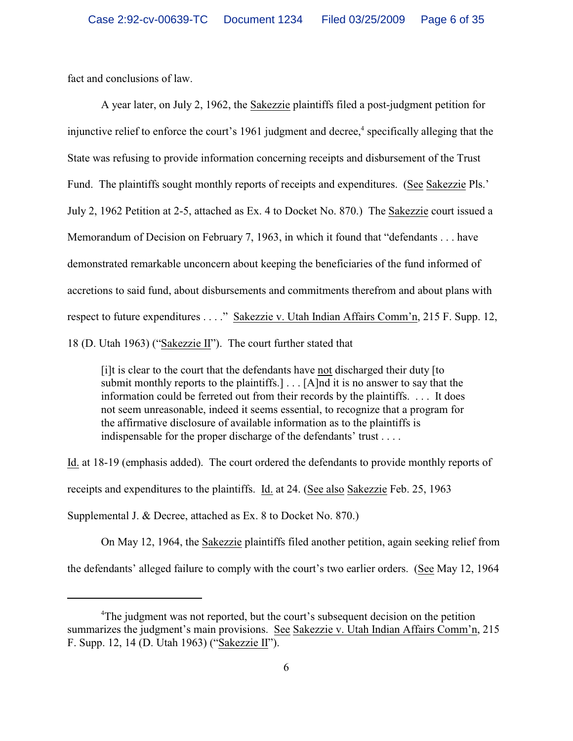fact and conclusions of law.

A year later, on July 2, 1962, the Sakezzie plaintiffs filed a post-judgment petition for injunctive relief to enforce the court's 1961 judgment and decree,[4] specifically alleging that the State was refusing to provide information concerning receipts and disbursement of the Trust Fund. The plaintiffs sought monthly reports of receipts and expenditures. (See Sakezzie Pls.' July 2, 1962 Petition at 2-5, attached as Ex. 4 to Docket No. 870.) The Sakezzie court issued a Memorandum of Decision on February 7, 1963, in which it found that "defendants . . . have demonstrated remarkable unconcern about keeping the beneficiaries of the fund informed of accretions to said fund, about disbursements and commitments therefrom and about plans with respect to future expenditures . . . ." Sakezzie v. Utah Indian Affairs Comm'n, 215 F. Supp. 12, 18 (D. Utah 1963) ("Sakezzie II"). The court further stated that

> [i]t is clear to the court that the defendants have not discharged their duty [to submit monthly reports to the plaintiffs.] . . . [A]nd it is no answer to say that the information could be ferreted out from their records by the plaintiffs. . . . It does not seem unreasonable, indeed it seems essential, to recognize that a program for the affirmative disclosure of available information as to the plaintiffs is indispensable for the proper discharge of the defendants' trust . . . .

Id. at 18-19 (emphasis added). The court ordered the defendants to provide monthly reports of receipts and expenditures to the plaintiffs. Id. at 24. (See also Sakezzie Feb. 25, 1963 Supplemental J. & Decree, attached as Ex. 8 to Docket No. 870.)

On May 12, 1964, the Sakezzie plaintiffs filed another petition, again seeking relief from the defendants' alleged failure to comply with the court's two earlier orders. (See May 12, 1964

---

[4] The judgment was not reported, but the court's subsequent decision on the petition summarizes the judgment's main provisions. See Sakezzie v. Utah Indian Affairs Comm'n, 215 F. Supp. 12, 14 (D. Utah 1963) ("Sakezzie II").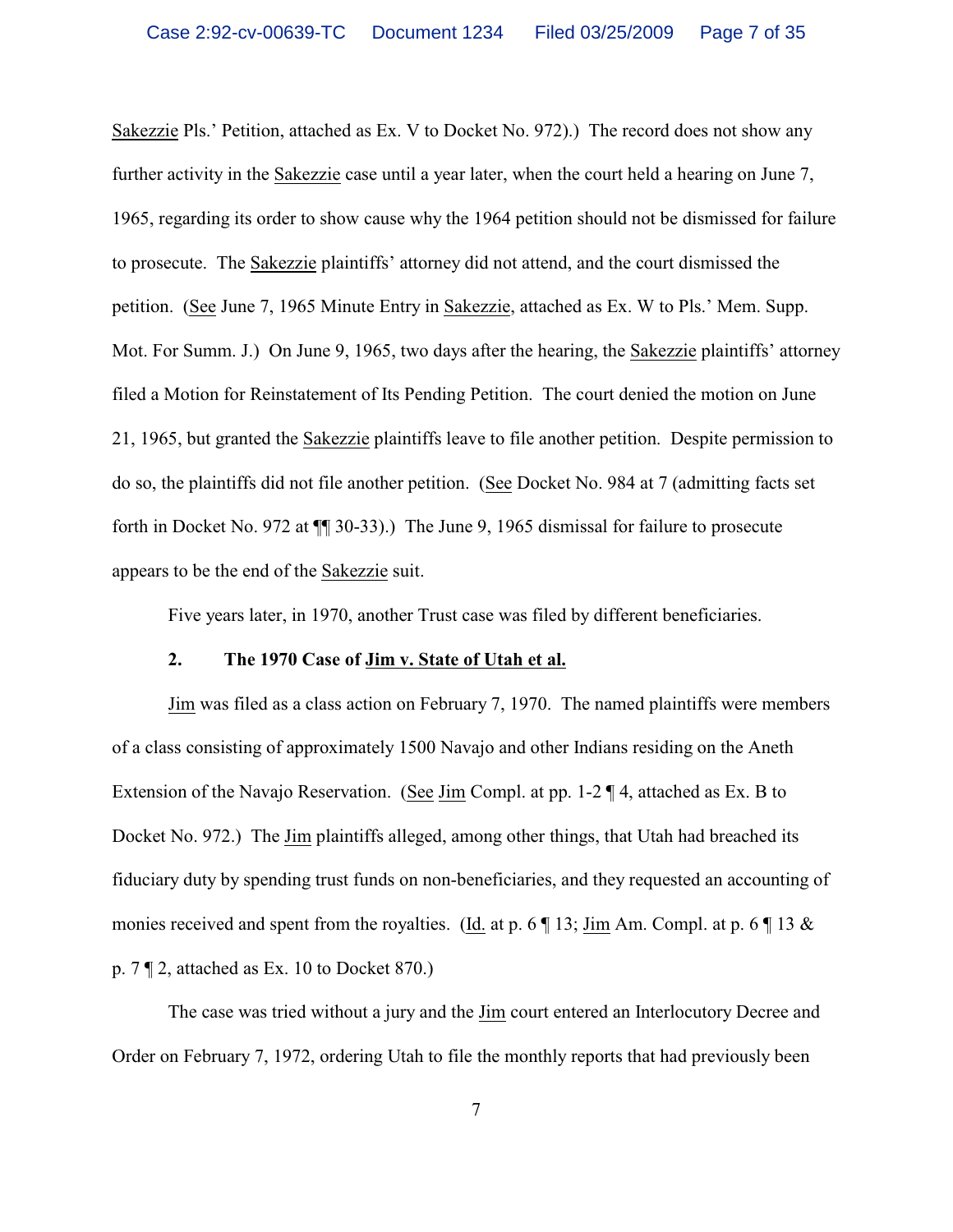Sakezzie Pls.' Petition, attached as Ex. V to Docket No. 972).) The record does not show any further activity in the Sakezzie case until a year later, when the court held a hearing on June 7, 1965, regarding its order to show cause why the 1964 petition should not be dismissed for failure to prosecute. The Sakezzie plaintiffs' attorney did not attend, and the court dismissed the petition. (See June 7, 1965 Minute Entry in Sakezzie, attached as Ex. W to Pls.' Mem. Supp. Mot. For Summ. J.) On June 9, 1965, two days after the hearing, the Sakezzie plaintiffs' attorney filed a Motion for Reinstatement of Its Pending Petition. The court denied the motion on June 21, 1965, but granted the Sakezzie plaintiffs leave to file another petition. Despite permission to do so, the plaintiffs did not file another petition. (See Docket No. 984 at 7 (admitting facts set forth in Docket No. 972 at ¶¶ 30-33).) The June 9, 1965 dismissal for failure to prosecute appears to be the end of the Sakezzie suit.

Five years later, in 1970, another Trust case was filed by different beneficiaries.

### 2. The 1970 Case of Jim v. State of Utah et al.

Jim was filed as a class action on February 7, 1970. The named plaintiffs were members of a class consisting of approximately 1500 Navajo and other Indians residing on the Aneth Extension of the Navajo Reservation. (See Jim Compl. at pp. 1-2 ¶ 4, attached as Ex. B to Docket No. 972.) The Jim plaintiffs alleged, among other things, that Utah had breached its fiduciary duty by spending trust funds on non-beneficiaries, and they requested an accounting of monies received and spent from the royalties. (Id. at p. 6 ¶ 13; Jim Am. Compl. at p. 6 ¶ 13 & p. 7 ¶ 2, attached as Ex. 10 to Docket 870.)

The case was tried without a jury and the Jim court entered an Interlocutory Decree and Order on February 7, 1972, ordering Utah to file the monthly reports that had previously been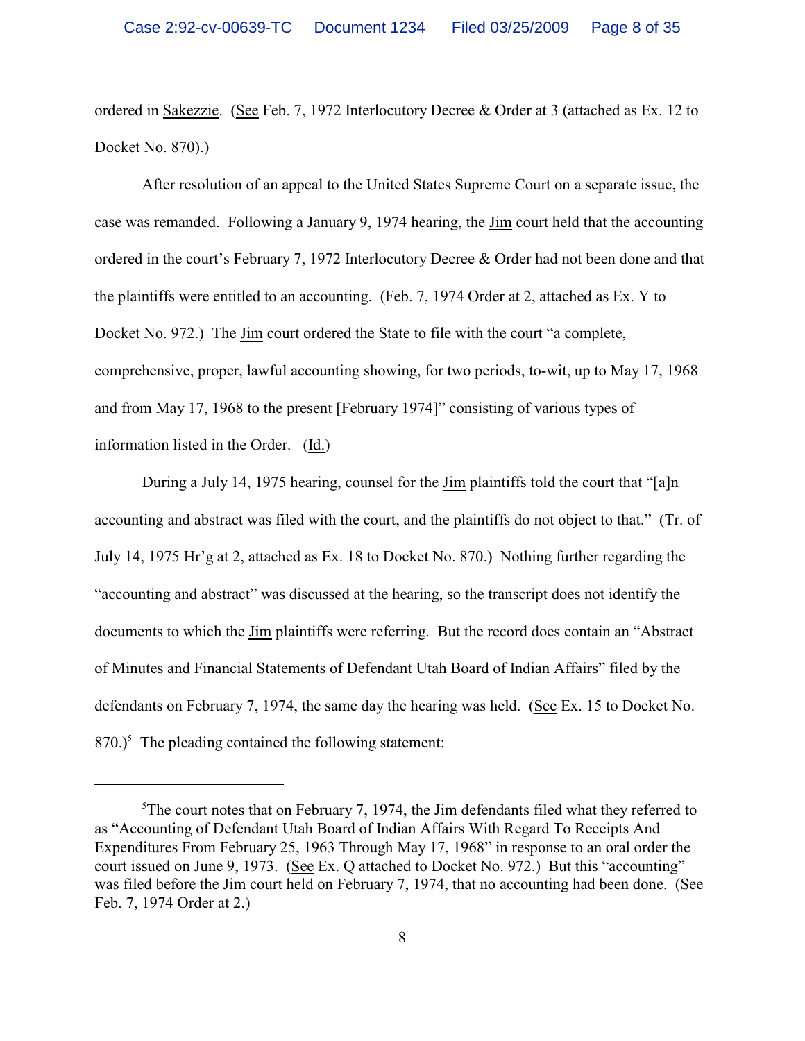ordered in Sakezzie. (See Feb. 7, 1972 Interlocutory Decree & Order at 3 (attached as Ex. 12 to Docket No. 870).)

After resolution of an appeal to the United States Supreme Court on a separate issue, the case was remanded. Following a January 9, 1974 hearing, the Jim court held that the accounting ordered in the court's February 7, 1972 Interlocutory Decree & Order had not been done and that the plaintiffs were entitled to an accounting. (Feb. 7, 1974 Order at 2, attached as Ex. Y to Docket No. 972.) The Jim court ordered the State to file with the court "a complete, comprehensive, proper, lawful accounting showing, for two periods, to-wit, up to May 17, 1968 and from May 17, 1968 to the present [February 1974]" consisting of various types of information listed in the Order. (Id.)

During a July 14, 1975 hearing, counsel for the Jim plaintiffs told the court that "[a]n accounting and abstract was filed with the court, and the plaintiffs do not object to that." (Tr. of July 14, 1975 Hr'g at 2, attached as Ex. 18 to Docket No. 870.) Nothing further regarding the "accounting and abstract" was discussed at the hearing, so the transcript does not identify the documents to which the Jim plaintiffs were referring. But the record does contain an "Abstract of Minutes and Financial Statements of Defendant Utah Board of Indian Affairs" filed by the defendants on February 7, 1974, the same day the hearing was held. (See Ex. 15 to Docket No. 870.)[5] The pleading contained the following statement:

---

[5]The court notes that on February 7, 1974, the Jim defendants filed what they referred to as "Accounting of Defendant Utah Board of Indian Affairs With Regard To Receipts And Expenditures From February 25, 1963 Through May 17, 1968" in response to an oral order the court issued on June 9, 1973. (See Ex. Q attached to Docket No. 972.) But this "accounting" was filed before the Jim court held on February 7, 1974, that no accounting had been done. (See Feb. 7, 1974 Order at 2.)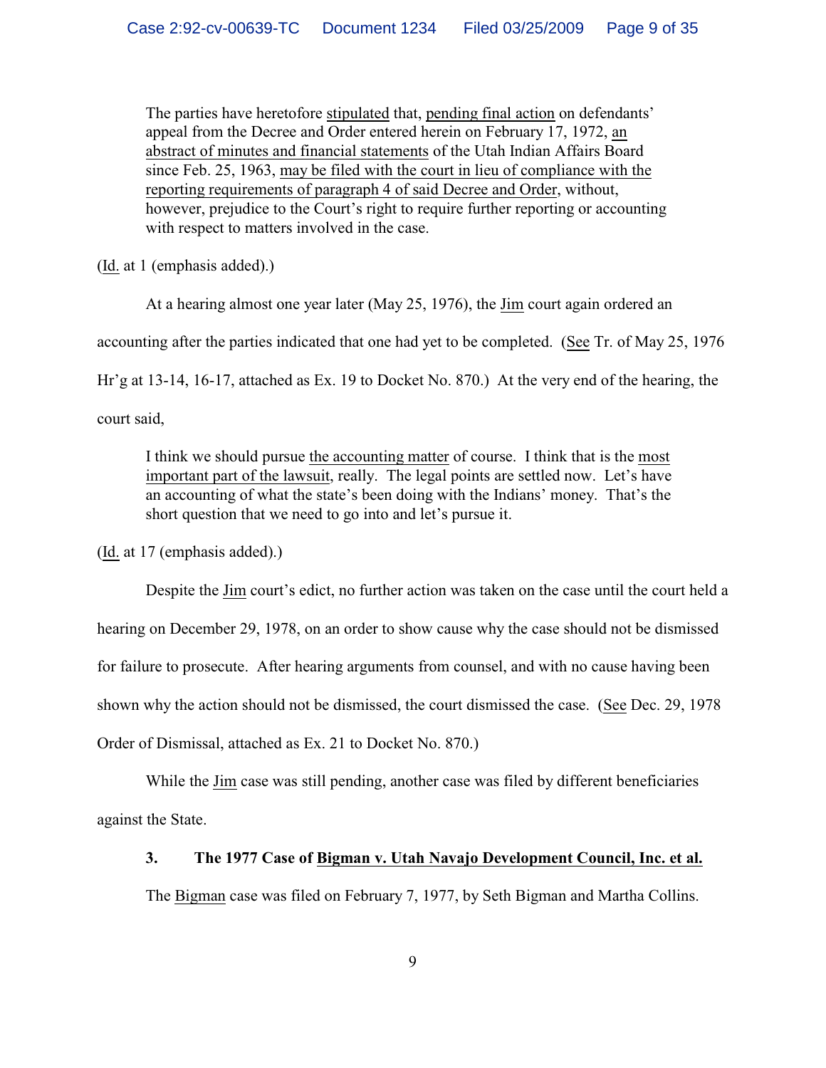> The parties have heretofore stipulated that, pending final action on defendants' appeal from the Decree and Order entered herein on February 17, 1972, an abstract of minutes and financial statements of the Utah Indian Affairs Board since Feb. 25, 1963, may be filed with the court in lieu of compliance with the reporting requirements of paragraph 4 of said Decree and Order, without, however, prejudice to the Court's right to require further reporting or accounting with respect to matters involved in the case.

(Id. at 1 (emphasis added).)

At a hearing almost one year later (May 25, 1976), the Jim court again ordered an accounting after the parties indicated that one had yet to be completed. (See Tr. of May 25, 1976 Hr'g at 13-14, 16-17, attached as Ex. 19 to Docket No. 870.) At the very end of the hearing, the court said,

> I think we should pursue the accounting matter of course. I think that is the most important part of the lawsuit, really. The legal points are settled now. Let's have an accounting of what the state's been doing with the Indians' money. That's the short question that we need to go into and let's pursue it.

(Id. at 17 (emphasis added).)

Despite the Jim court's edict, no further action was taken on the case until the court held a hearing on December 29, 1978, on an order to show cause why the case should not be dismissed for failure to prosecute. After hearing arguments from counsel, and with no cause having been shown why the action should not be dismissed, the court dismissed the case. (See Dec. 29, 1978 Order of Dismissal, attached as Ex. 21 to Docket No. 870.)

While the Jim case was still pending, another case was filed by different beneficiaries against the State.

### 3. The 1977 Case of Bigman v. Utah Navajo Development Council, Inc. et al.

The Bigman case was filed on February 7, 1977, by Seth Bigman and Martha Collins.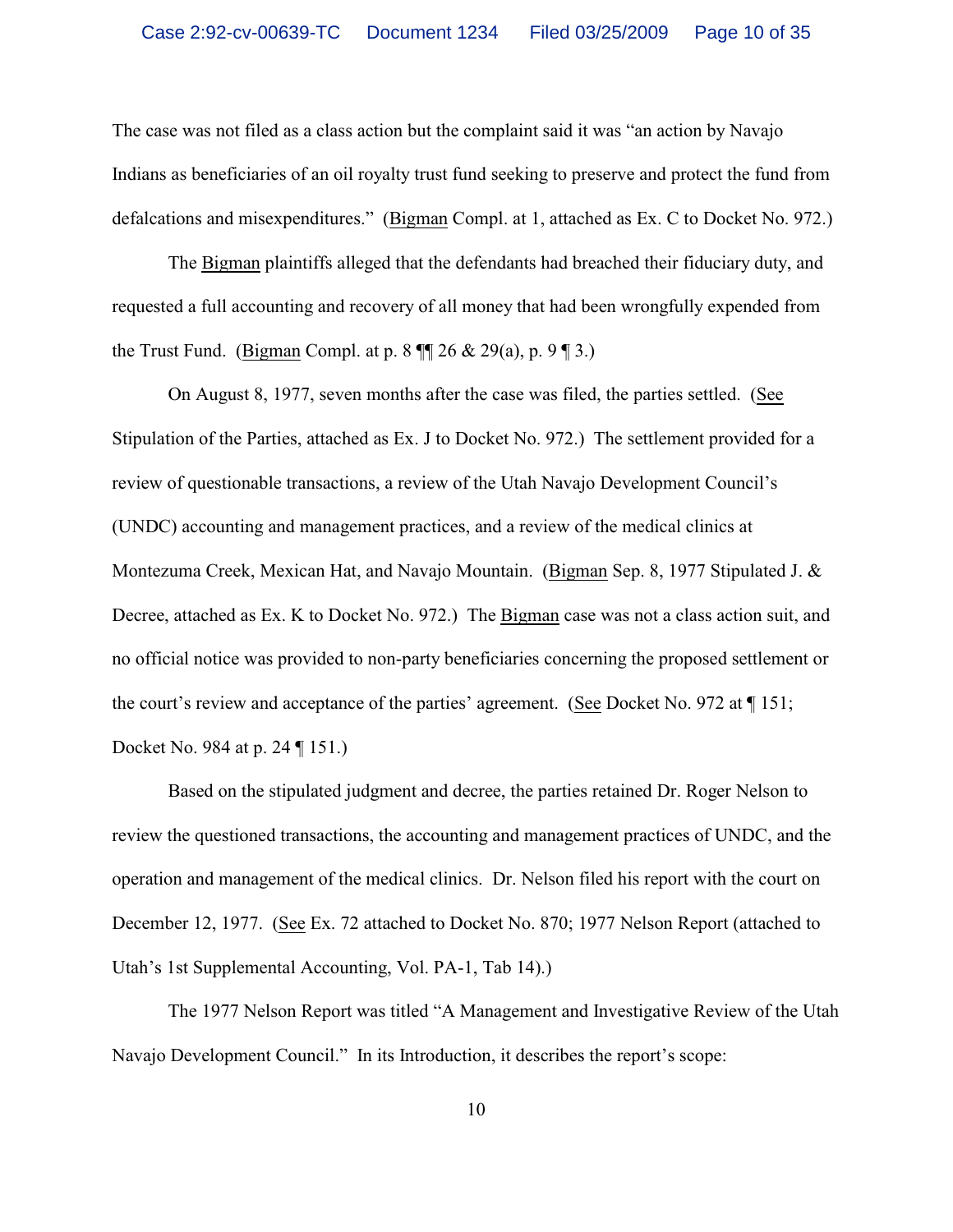The case was not filed as a class action but the complaint said it was "an action by Navajo Indians as beneficiaries of an oil royalty trust fund seeking to preserve and protect the fund from defalcations and misexpenditures." (Bigman Compl. at 1, attached as Ex. C to Docket No. 972.)

The Bigman plaintiffs alleged that the defendants had breached their fiduciary duty, and requested a full accounting and recovery of all money that had been wrongfully expended from the Trust Fund. (Bigman Compl. at p. 8 ¶¶ 26 & 29(a), p. 9 ¶ 3.)

On August 8, 1977, seven months after the case was filed, the parties settled. (See Stipulation of the Parties, attached as Ex. J to Docket No. 972.) The settlement provided for a review of questionable transactions, a review of the Utah Navajo Development Council's (UNDC) accounting and management practices, and a review of the medical clinics at Montezuma Creek, Mexican Hat, and Navajo Mountain. (Bigman Sep. 8, 1977 Stipulated J. & Decree, attached as Ex. K to Docket No. 972.) The Bigman case was not a class action suit, and no official notice was provided to non-party beneficiaries concerning the proposed settlement or the court's review and acceptance of the parties' agreement. (See Docket No. 972 at ¶ 151; Docket No. 984 at p. 24 ¶ 151.)

Based on the stipulated judgment and decree, the parties retained Dr. Roger Nelson to review the questioned transactions, the accounting and management practices of UNDC, and the operation and management of the medical clinics. Dr. Nelson filed his report with the court on December 12, 1977. (See Ex. 72 attached to Docket No. 870; 1977 Nelson Report (attached to Utah's 1st Supplemental Accounting, Vol. PA-1, Tab 14).)

The 1977 Nelson Report was titled "A Management and Investigative Review of the Utah Navajo Development Council." In its Introduction, it describes the report's scope: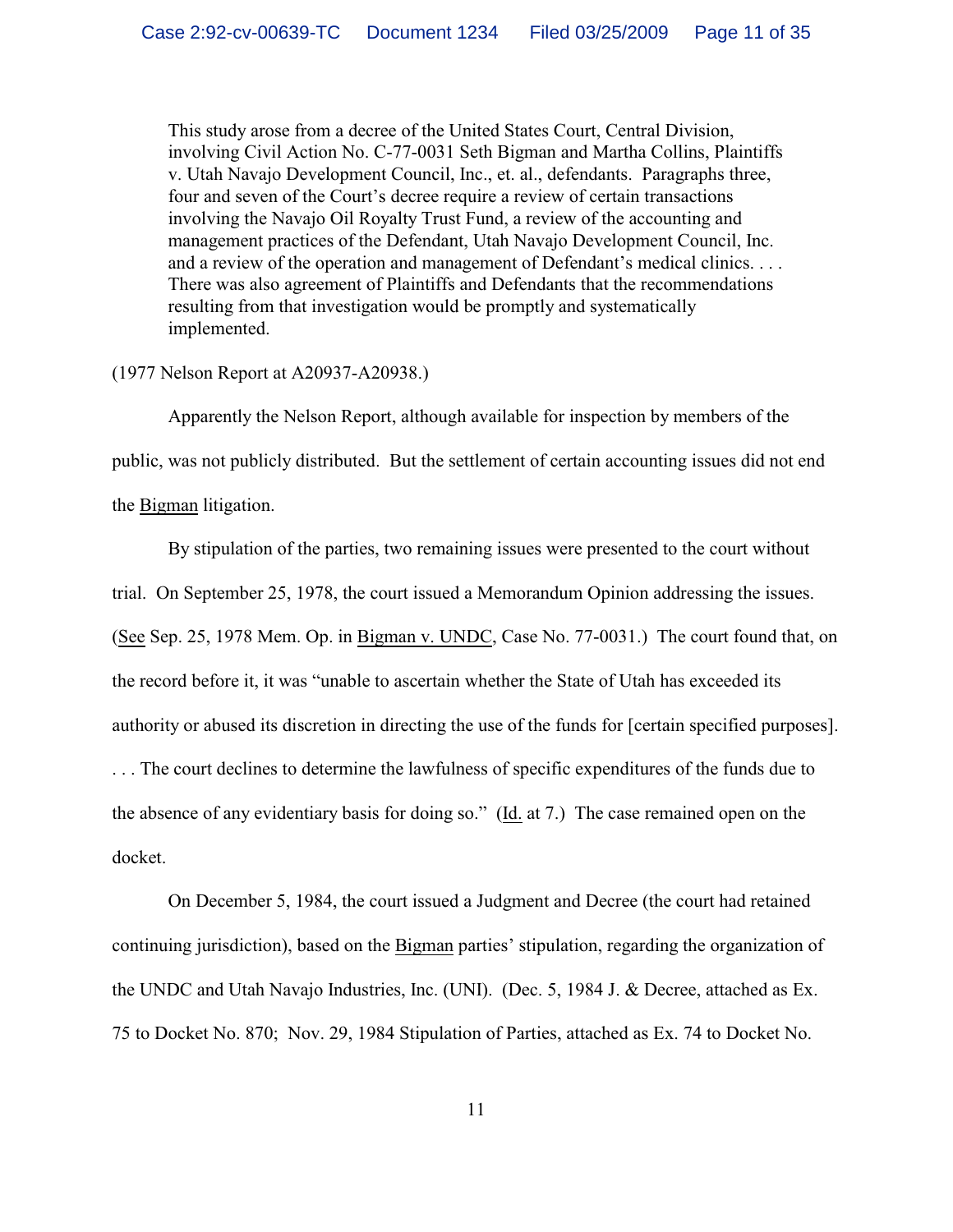> This study arose from a decree of the United States Court, Central Division, involving Civil Action No. C-77-0031 Seth Bigman and Martha Collins, Plaintiffs v. Utah Navajo Development Council, Inc., et. al., defendants. Paragraphs three, four and seven of the Court's decree require a review of certain transactions involving the Navajo Oil Royalty Trust Fund, a review of the accounting and management practices of the Defendant, Utah Navajo Development Council, Inc. and a review of the operation and management of Defendant's medical clinics. . . . There was also agreement of Plaintiffs and Defendants that the recommendations resulting from that investigation would be promptly and systematically implemented.

(1977 Nelson Report at A20937-A20938.)

Apparently the Nelson Report, although available for inspection by members of the public, was not publicly distributed. But the settlement of certain accounting issues did not end the Bigman litigation.

By stipulation of the parties, two remaining issues were presented to the court without trial. On September 25, 1978, the court issued a Memorandum Opinion addressing the issues. (See Sep. 25, 1978 Mem. Op. in Bigman v. UNDC, Case No. 77-0031.) The court found that, on the record before it, it was "unable to ascertain whether the State of Utah has exceeded its authority or abused its discretion in directing the use of the funds for [certain specified purposes]. . . . The court declines to determine the lawfulness of specific expenditures of the funds due to the absence of any evidentiary basis for doing so." (Id. at 7.) The case remained open on the docket.

On December 5, 1984, the court issued a Judgment and Decree (the court had retained continuing jurisdiction), based on the Bigman parties' stipulation, regarding the organization of the UNDC and Utah Navajo Industries, Inc. (UNI). (Dec. 5, 1984 J. & Decree, attached as Ex. 75 to Docket No. 870; Nov. 29, 1984 Stipulation of Parties, attached as Ex. 74 to Docket No.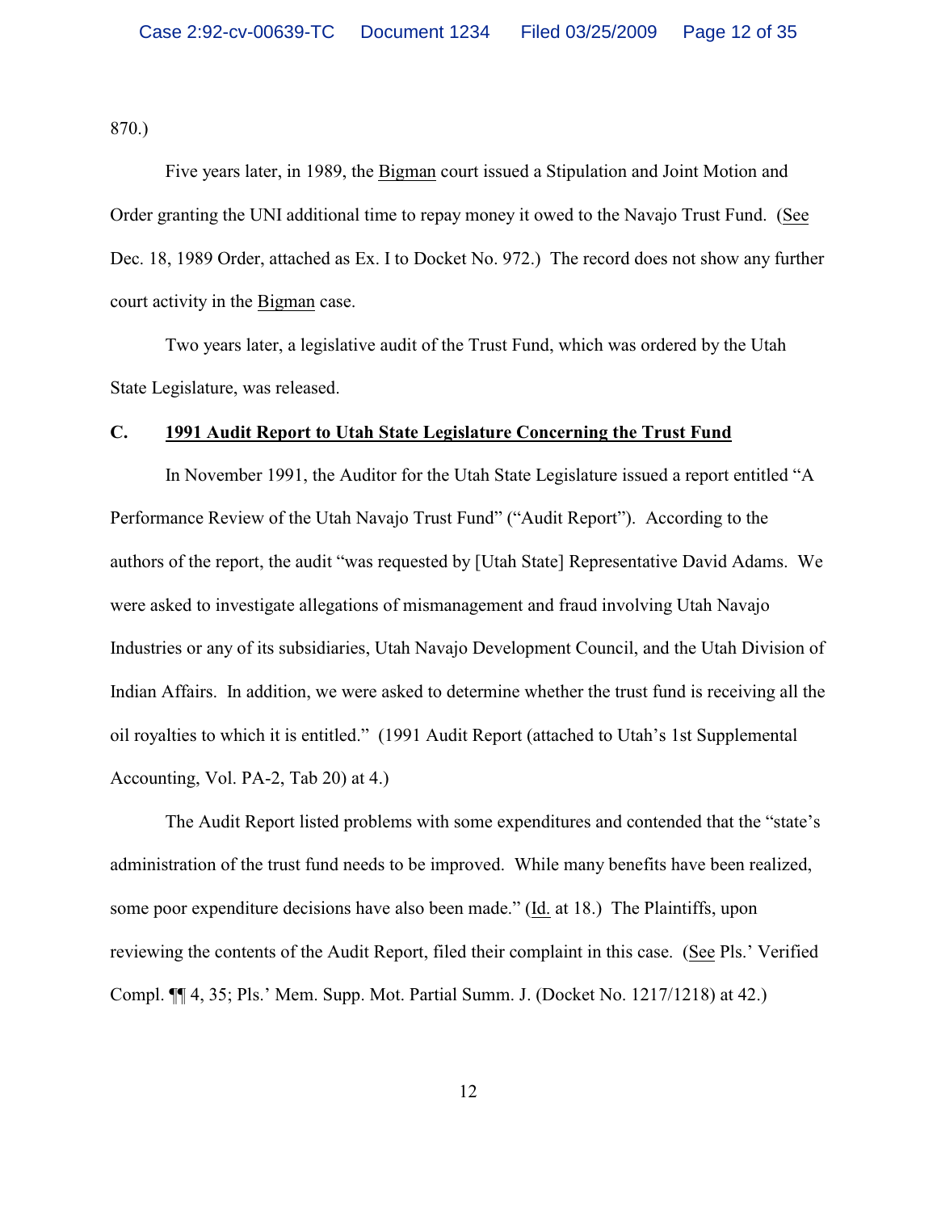870.)

Five years later, in 1989, the Bigman court issued a Stipulation and Joint Motion and Order granting the UNI additional time to repay money it owed to the Navajo Trust Fund. (See Dec. 18, 1989 Order, attached as Ex. I to Docket No. 972.) The record does not show any further court activity in the Bigman case.

Two years later, a legislative audit of the Trust Fund, which was ordered by the Utah State Legislature, was released.

### C. **1991 Audit Report to Utah State Legislature Concerning the Trust Fund**

In November 1991, the Auditor for the Utah State Legislature issued a report entitled "A Performance Review of the Utah Navajo Trust Fund" ("Audit Report"). According to the authors of the report, the audit "was requested by [Utah State] Representative David Adams. We were asked to investigate allegations of mismanagement and fraud involving Utah Navajo Industries or any of its subsidiaries, Utah Navajo Development Council, and the Utah Division of Indian Affairs. In addition, we were asked to determine whether the trust fund is receiving all the oil royalties to which it is entitled." (1991 Audit Report (attached to Utah's 1st Supplemental Accounting, Vol. PA-2, Tab 20) at 4.)

The Audit Report listed problems with some expenditures and contended that the "state's administration of the trust fund needs to be improved. While many benefits have been realized, some poor expenditure decisions have also been made." (Id. at 18.) The Plaintiffs, upon reviewing the contents of the Audit Report, filed their complaint in this case. (See Pls.' Verified Compl. ¶¶ 4, 35; Pls.' Mem. Supp. Mot. Partial Summ. J. (Docket No. 1217/1218) at 42.)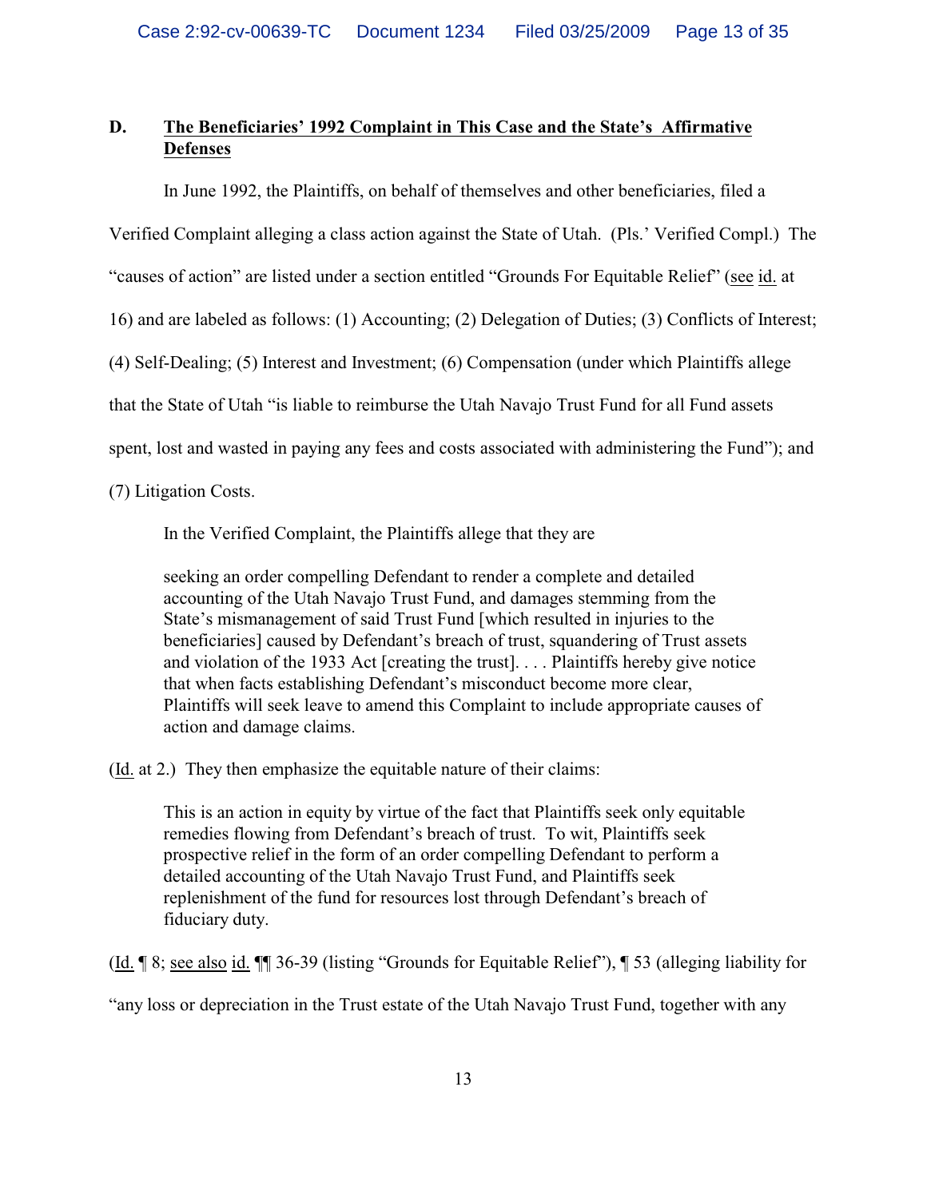### D. <u>The Beneficiaries' 1992 Complaint in This Case and the State's Affirmative Defenses</u>

In June 1992, the Plaintiffs, on behalf of themselves and other beneficiaries, filed a Verified Complaint alleging a class action against the State of Utah. (Pls.' Verified Compl.) The "causes of action" are listed under a section entitled "Grounds For Equitable Relief" (<u>see</u> <u>id.</u> at 16) and are labeled as follows: (1) Accounting; (2) Delegation of Duties; (3) Conflicts of Interest; (4) Self-Dealing; (5) Interest and Investment; (6) Compensation (under which Plaintiffs allege that the State of Utah "is liable to reimburse the Utah Navajo Trust Fund for all Fund assets spent, lost and wasted in paying any fees and costs associated with administering the Fund"); and (7) Litigation Costs.

In the Verified Complaint, the Plaintiffs allege that they are

> seeking an order compelling Defendant to render a complete and detailed accounting of the Utah Navajo Trust Fund, and damages stemming from the State's mismanagement of said Trust Fund [which resulted in injuries to the beneficiaries] caused by Defendant's breach of trust, squandering of Trust assets and violation of the 1933 Act [creating the trust]. . . . Plaintiffs hereby give notice that when facts establishing Defendant's misconduct become more clear, Plaintiffs will seek leave to amend this Complaint to include appropriate causes of action and damage claims.

(<u>Id.</u> at 2.) They then emphasize the equitable nature of their claims:

> This is an action in equity by virtue of the fact that Plaintiffs seek only equitable remedies flowing from Defendant's breach of trust. To wit, Plaintiffs seek prospective relief in the form of an order compelling Defendant to perform a detailed accounting of the Utah Navajo Trust Fund, and Plaintiffs seek replenishment of the fund for resources lost through Defendant's breach of fiduciary duty.

(<u>Id.</u> ¶ 8; <u>see also</u> <u>id.</u> ¶¶ 36-39 (listing "Grounds for Equitable Relief"), ¶ 53 (alleging liability for "any loss or depreciation in the Trust estate of the Utah Navajo Trust Fund, together with any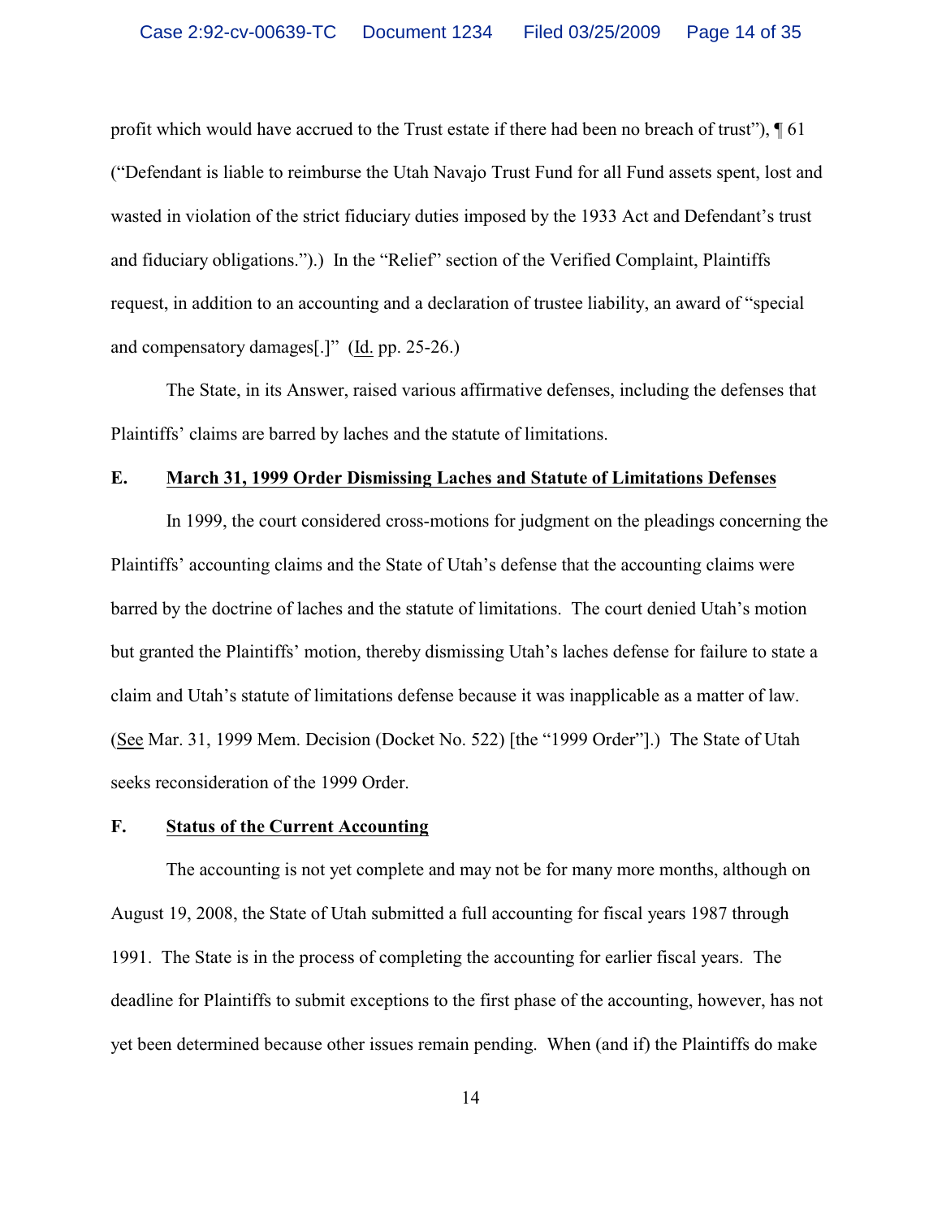profit which would have accrued to the Trust estate if there had been no breach of trust"), ¶ 61 ("Defendant is liable to reimburse the Utah Navajo Trust Fund for all Fund assets spent, lost and wasted in violation of the strict fiduciary duties imposed by the 1933 Act and Defendant's trust and fiduciary obligations.").) In the "Relief" section of the Verified Complaint, Plaintiffs request, in addition to an accounting and a declaration of trustee liability, an award of "special and compensatory damages[.]" (Id. pp. 25-26.)

The State, in its Answer, raised various affirmative defenses, including the defenses that Plaintiffs' claims are barred by laches and the statute of limitations.

### E. March 31, 1999 Order Dismissing Laches and Statute of Limitations Defenses

In 1999, the court considered cross-motions for judgment on the pleadings concerning the Plaintiffs' accounting claims and the State of Utah's defense that the accounting claims were barred by the doctrine of laches and the statute of limitations. The court denied Utah's motion but granted the Plaintiffs' motion, thereby dismissing Utah's laches defense for failure to state a claim and Utah's statute of limitations defense because it was inapplicable as a matter of law. (See Mar. 31, 1999 Mem. Decision (Docket No. 522) [the "1999 Order"].) The State of Utah seeks reconsideration of the 1999 Order.

### F. Status of the Current Accounting

The accounting is not yet complete and may not be for many more months, although on August 19, 2008, the State of Utah submitted a full accounting for fiscal years 1987 through 1991. The State is in the process of completing the accounting for earlier fiscal years. The deadline for Plaintiffs to submit exceptions to the first phase of the accounting, however, has not yet been determined because other issues remain pending. When (and if) the Plaintiffs do make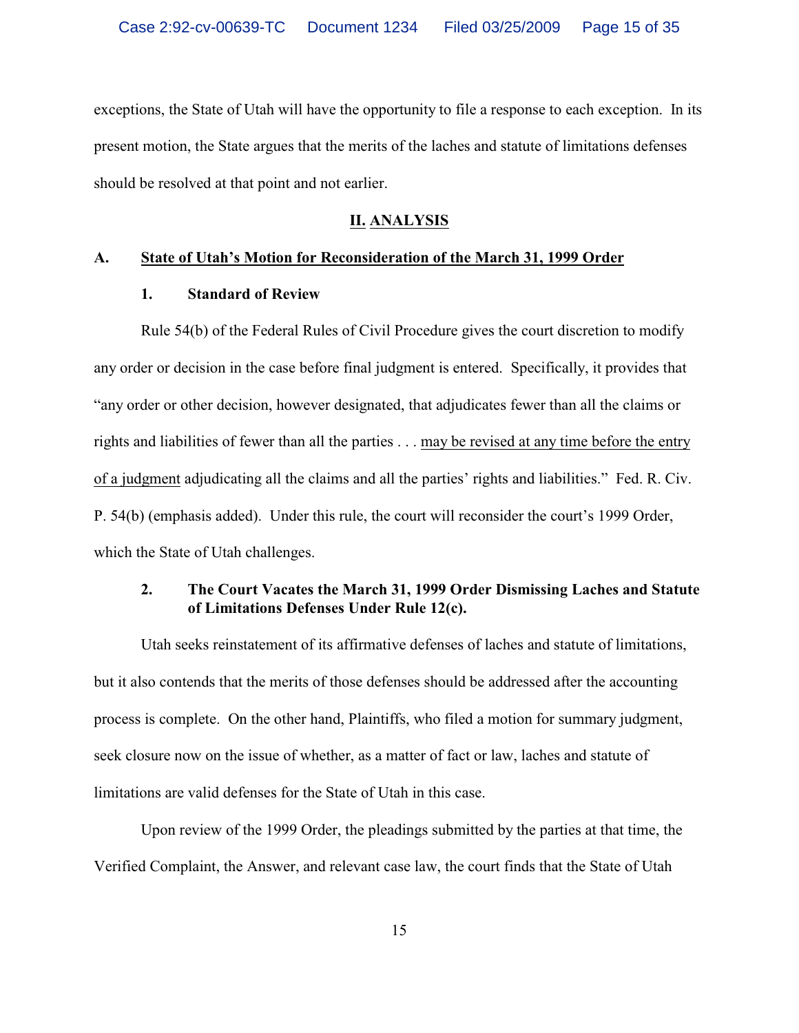exceptions, the State of Utah will have the opportunity to file a response to each exception. In its present motion, the State argues that the merits of the laches and statute of limitations defenses should be resolved at that point and not earlier.

## II. ANALYSIS

### A. State of Utah's Motion for Reconsideration of the March 31, 1999 Order

#### 1. Standard of Review

Rule 54(b) of the Federal Rules of Civil Procedure gives the court discretion to modify any order or decision in the case before final judgment is entered. Specifically, it provides that "any order or other decision, however designated, that adjudicates fewer than all the claims or rights and liabilities of fewer than all the parties . . . may be revised at any time before the entry of a judgment adjudicating all the claims and all the parties' rights and liabilities." Fed. R. Civ. P. 54(b) (emphasis added). Under this rule, the court will reconsider the court's 1999 Order, which the State of Utah challenges.

#### 2. The Court Vacates the March 31, 1999 Order Dismissing Laches and Statute of Limitations Defenses Under Rule 12(c).

Utah seeks reinstatement of its affirmative defenses of laches and statute of limitations, but it also contends that the merits of those defenses should be addressed after the accounting process is complete. On the other hand, Plaintiffs, who filed a motion for summary judgment, seek closure now on the issue of whether, as a matter of fact or law, laches and statute of limitations are valid defenses for the State of Utah in this case.

Upon review of the 1999 Order, the pleadings submitted by the parties at that time, the Verified Complaint, the Answer, and relevant case law, the court finds that the State of Utah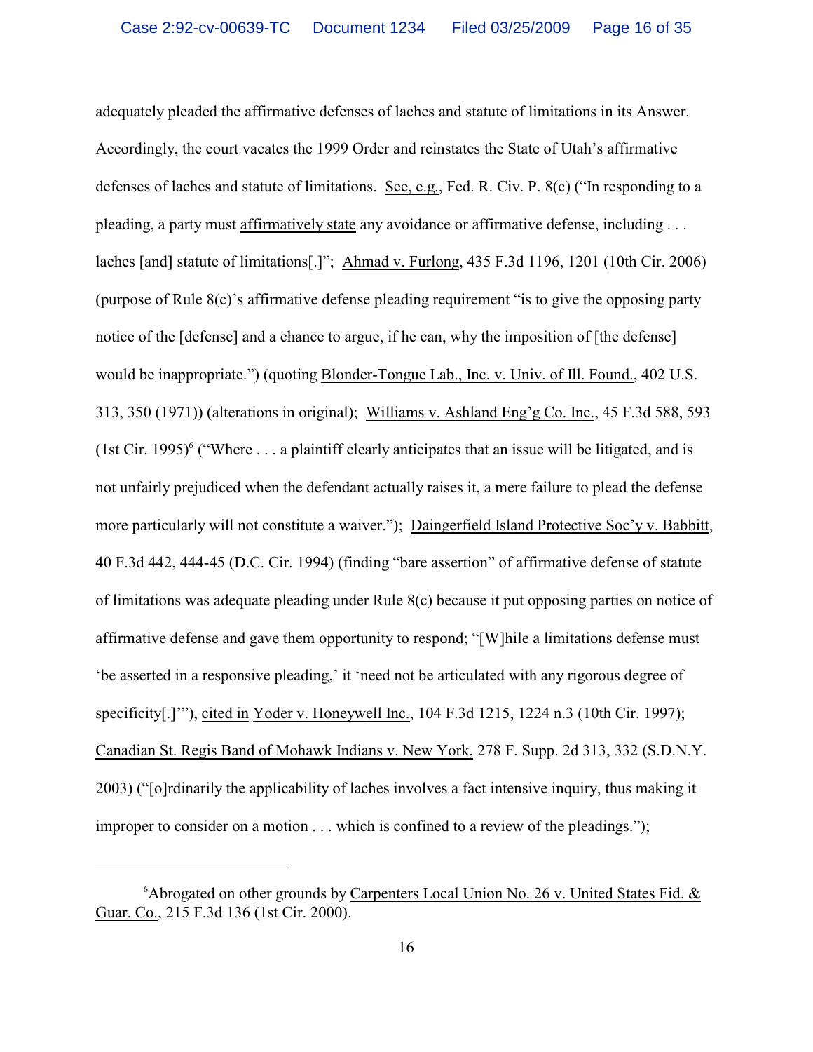adequately pleaded the affirmative defenses of laches and statute of limitations in its Answer. Accordingly, the court vacates the 1999 Order and reinstates the State of Utah's affirmative defenses of laches and statute of limitations. See, e.g., Fed. R. Civ. P. 8(c) ("In responding to a pleading, a party must affirmatively state any avoidance or affirmative defense, including . . . laches [and] statute of limitations[.]"; Ahmad v. Furlong, 435 F.3d 1196, 1201 (10th Cir. 2006) (purpose of Rule 8(c)'s affirmative defense pleading requirement "is to give the opposing party notice of the [defense] and a chance to argue, if he can, why the imposition of [the defense] would be inappropriate.") (quoting Blonder-Tongue Lab., Inc. v. Univ. of Ill. Found., 402 U.S. 313, 350 (1971)) (alterations in original); Williams v. Ashland Eng'g Co. Inc., 45 F.3d 588, 593 (1st Cir. 1995)[6] ("Where . . . a plaintiff clearly anticipates that an issue will be litigated, and is not unfairly prejudiced when the defendant actually raises it, a mere failure to plead the defense more particularly will not constitute a waiver."); Daingerfield Island Protective Soc'y v. Babbitt, 40 F.3d 442, 444-45 (D.C. Cir. 1994) (finding "bare assertion" of affirmative defense of statute of limitations was adequate pleading under Rule 8(c) because it put opposing parties on notice of affirmative defense and gave them opportunity to respond; "[W]hile a limitations defense must 'be asserted in a responsive pleading,' it 'need not be articulated with any rigorous degree of specificity[.]'"), cited in Yoder v. Honeywell Inc., 104 F.3d 1215, 1224 n.3 (10th Cir. 1997); Canadian St. Regis Band of Mohawk Indians v. New York, 278 F. Supp. 2d 313, 332 (S.D.N.Y. 2003) ("[o]rdinarily the applicability of laches involves a fact intensive inquiry, thus making it improper to consider on a motion . . . which is confined to a review of the pleadings.");

---

[6] Abrogated on other grounds by Carpenters Local Union No. 26 v. United States Fid. & Guar. Co., 215 F.3d 136 (1st Cir. 2000).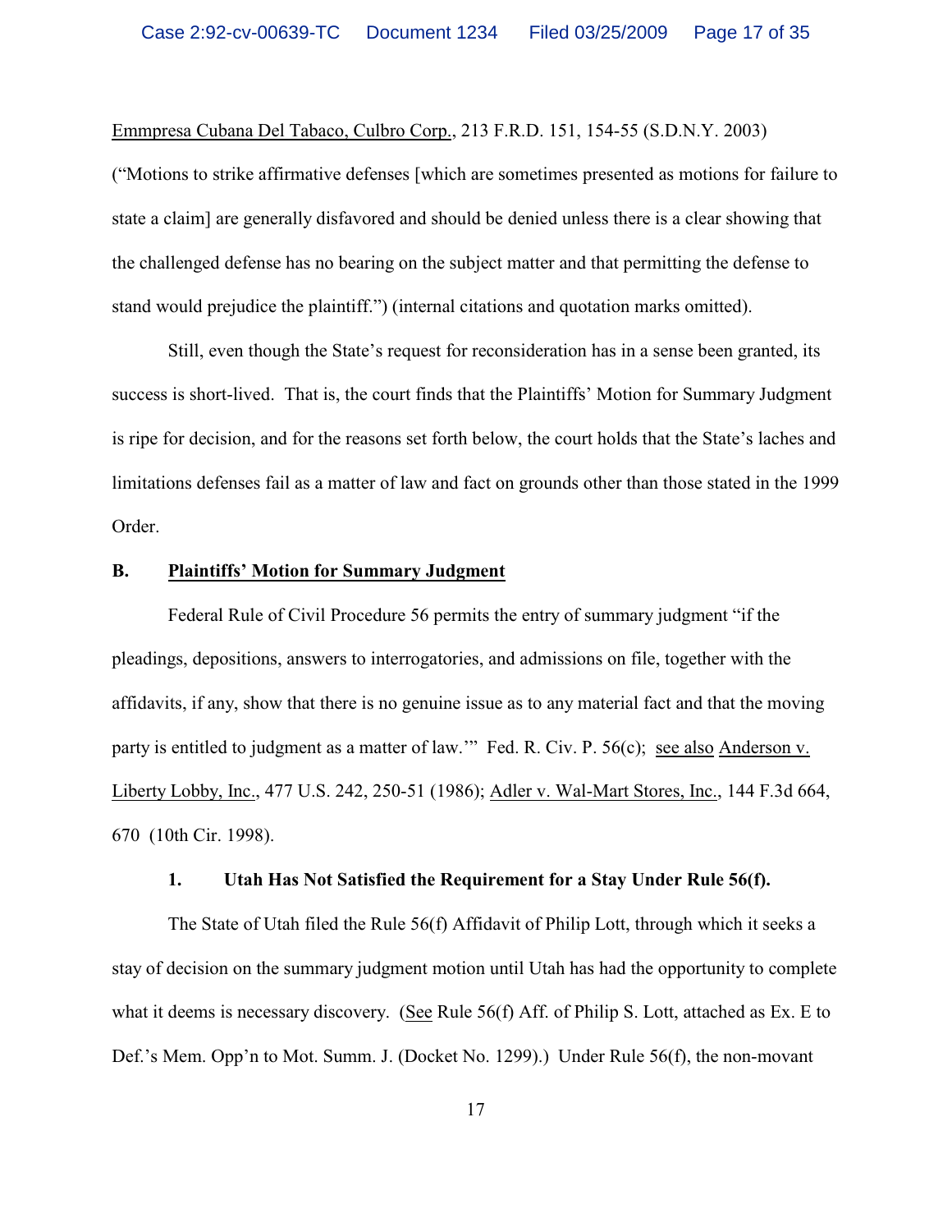Emmpresa Cubana Del Tabaco, Culbro Corp., 213 F.R.D. 151, 154-55 (S.D.N.Y. 2003) ("Motions to strike affirmative defenses [which are sometimes presented as motions for failure to state a claim] are generally disfavored and should be denied unless there is a clear showing that the challenged defense has no bearing on the subject matter and that permitting the defense to stand would prejudice the plaintiff.") (internal citations and quotation marks omitted).

Still, even though the State's request for reconsideration has in a sense been granted, its success is short-lived. That is, the court finds that the Plaintiffs' Motion for Summary Judgment is ripe for decision, and for the reasons set forth below, the court holds that the State's laches and limitations defenses fail as a matter of law and fact on grounds other than those stated in the 1999 Order.

### B. Plaintiffs' Motion for Summary Judgment

Federal Rule of Civil Procedure 56 permits the entry of summary judgment "if the pleadings, depositions, answers to interrogatories, and admissions on file, together with the affidavits, if any, show that there is no genuine issue as to any material fact and that the moving party is entitled to judgment as a matter of law.'" Fed. R. Civ. P. 56(c); see also Anderson v. Liberty Lobby, Inc., 477 U.S. 242, 250-51 (1986); Adler v. Wal-Mart Stores, Inc., 144 F.3d 664, 670 (10th Cir. 1998).

#### 1. Utah Has Not Satisfied the Requirement for a Stay Under Rule 56(f).

The State of Utah filed the Rule 56(f) Affidavit of Philip Lott, through which it seeks a stay of decision on the summary judgment motion until Utah has had the opportunity to complete what it deems is necessary discovery. (See Rule 56(f) Aff. of Philip S. Lott, attached as Ex. E to Def.'s Mem. Opp'n to Mot. Summ. J. (Docket No. 1299).) Under Rule 56(f), the non-movant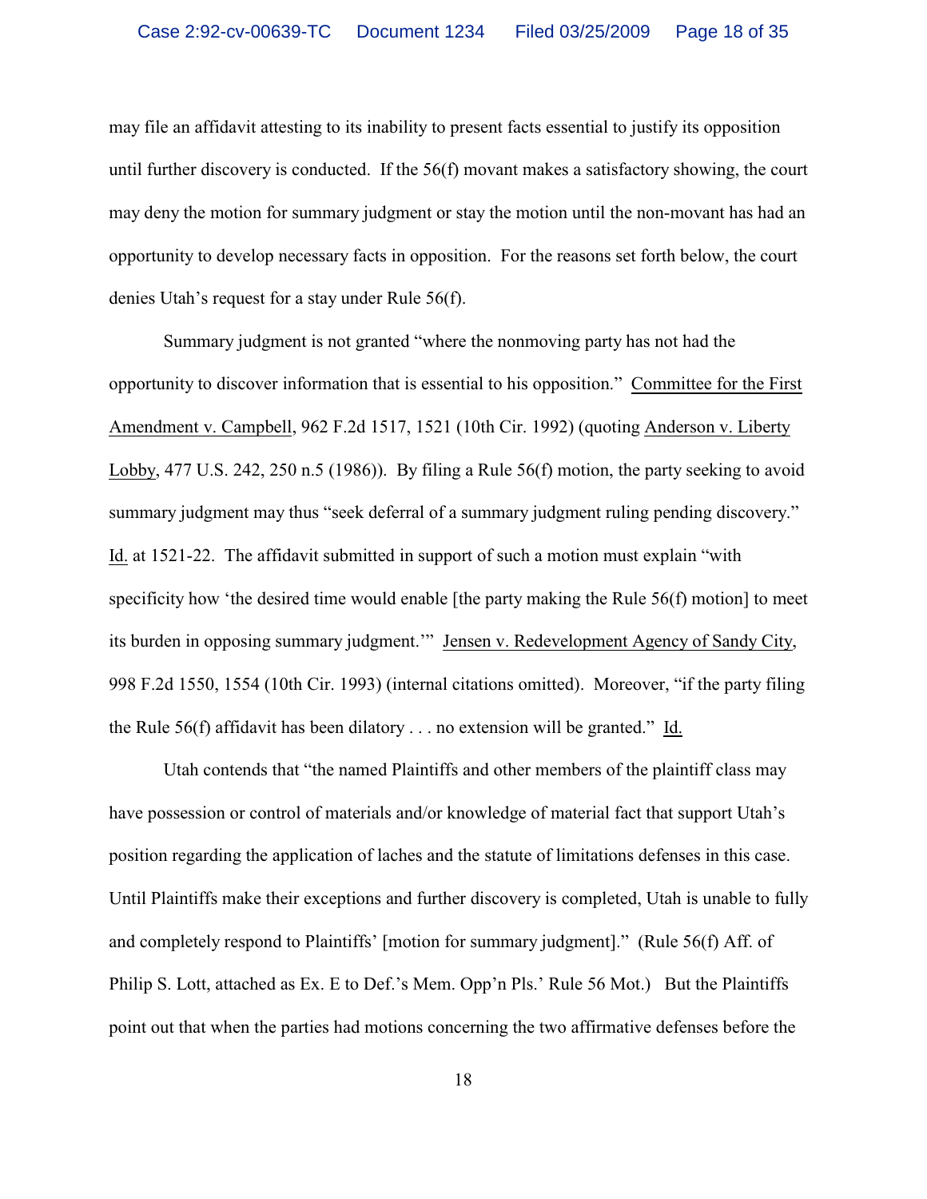may file an affidavit attesting to its inability to present facts essential to justify its opposition until further discovery is conducted. If the 56(f) movant makes a satisfactory showing, the court may deny the motion for summary judgment or stay the motion until the non-movant has had an opportunity to develop necessary facts in opposition. For the reasons set forth below, the court denies Utah's request for a stay under Rule 56(f).

Summary judgment is not granted "where the nonmoving party has not had the opportunity to discover information that is essential to his opposition." Committee for the First Amendment v. Campbell, 962 F.2d 1517, 1521 (10th Cir. 1992) (quoting Anderson v. Liberty Lobby, 477 U.S. 242, 250 n.5 (1986)). By filing a Rule 56(f) motion, the party seeking to avoid summary judgment may thus "seek deferral of a summary judgment ruling pending discovery." Id. at 1521-22. The affidavit submitted in support of such a motion must explain "with specificity how 'the desired time would enable [the party making the Rule 56(f) motion] to meet its burden in opposing summary judgment.'" Jensen v. Redevelopment Agency of Sandy City, 998 F.2d 1550, 1554 (10th Cir. 1993) (internal citations omitted). Moreover, "if the party filing the Rule 56(f) affidavit has been dilatory . . . no extension will be granted." Id.

Utah contends that "the named Plaintiffs and other members of the plaintiff class may have possession or control of materials and/or knowledge of material fact that support Utah's position regarding the application of laches and the statute of limitations defenses in this case. Until Plaintiffs make their exceptions and further discovery is completed, Utah is unable to fully and completely respond to Plaintiffs' [motion for summary judgment]." (Rule 56(f) Aff. of Philip S. Lott, attached as Ex. E to Def.'s Mem. Opp'n Pls.' Rule 56 Mot.) But the Plaintiffs point out that when the parties had motions concerning the two affirmative defenses before the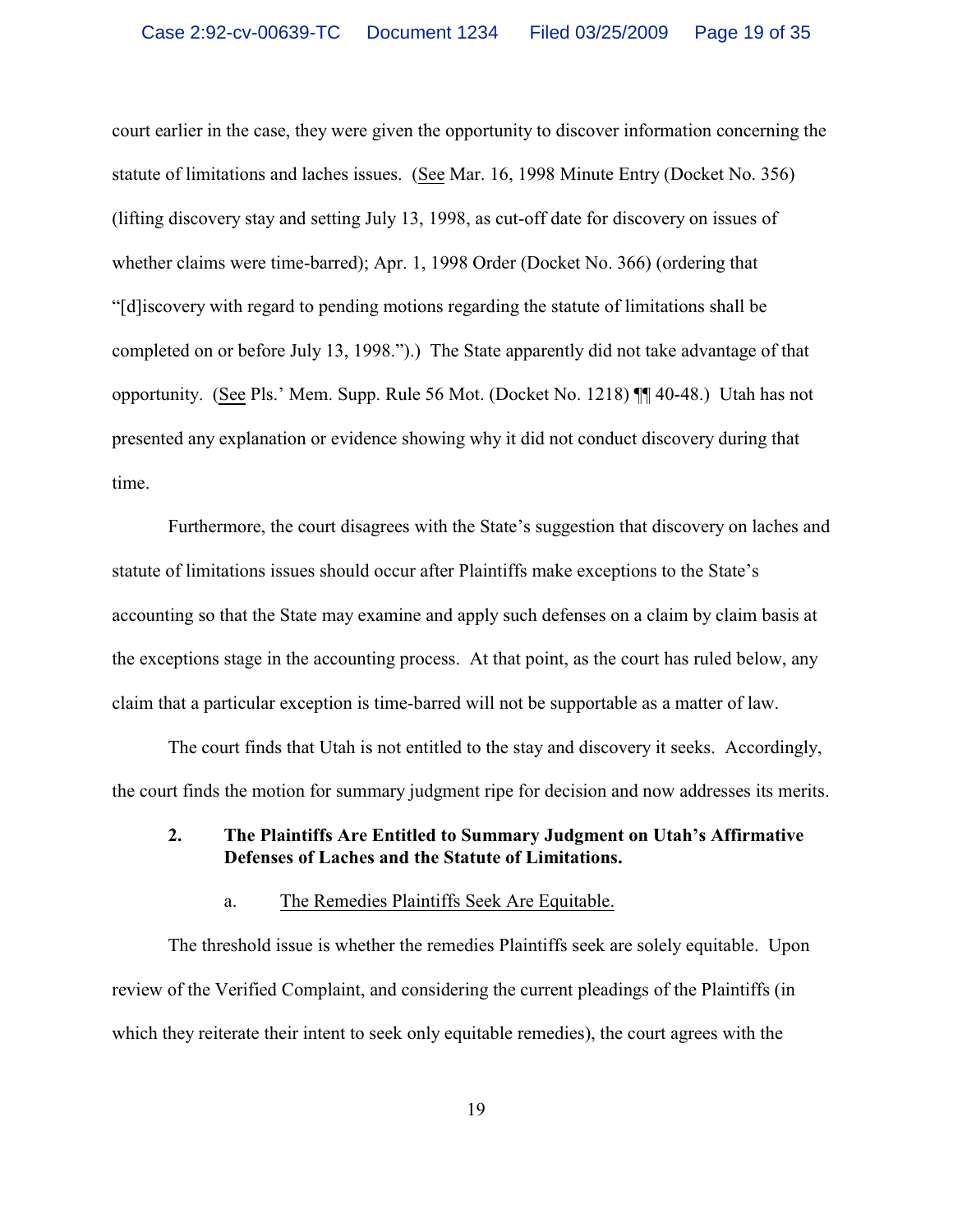court earlier in the case, they were given the opportunity to discover information concerning the statute of limitations and laches issues. (See Mar. 16, 1998 Minute Entry (Docket No. 356) (lifting discovery stay and setting July 13, 1998, as cut-off date for discovery on issues of whether claims were time-barred); Apr. 1, 1998 Order (Docket No. 366) (ordering that "[d]iscovery with regard to pending motions regarding the statute of limitations shall be completed on or before July 13, 1998.").) The State apparently did not take advantage of that opportunity. (See Pls.' Mem. Supp. Rule 56 Mot. (Docket No. 1218) ¶¶ 40-48.) Utah has not presented any explanation or evidence showing why it did not conduct discovery during that time.

Furthermore, the court disagrees with the State's suggestion that discovery on laches and statute of limitations issues should occur after Plaintiffs make exceptions to the State's accounting so that the State may examine and apply such defenses on a claim by claim basis at the exceptions stage in the accounting process. At that point, as the court has ruled below, any claim that a particular exception is time-barred will not be supportable as a matter of law.

The court finds that Utah is not entitled to the stay and discovery it seeks. Accordingly, the court finds the motion for summary judgment ripe for decision and now addresses its merits.

**2. The Plaintiffs Are Entitled to Summary Judgment on Utah's Affirmative Defenses of Laches and the Statute of Limitations.**

a. The Remedies Plaintiffs Seek Are Equitable.

The threshold issue is whether the remedies Plaintiffs seek are solely equitable. Upon review of the Verified Complaint, and considering the current pleadings of the Plaintiffs (in which they reiterate their intent to seek only equitable remedies), the court agrees with the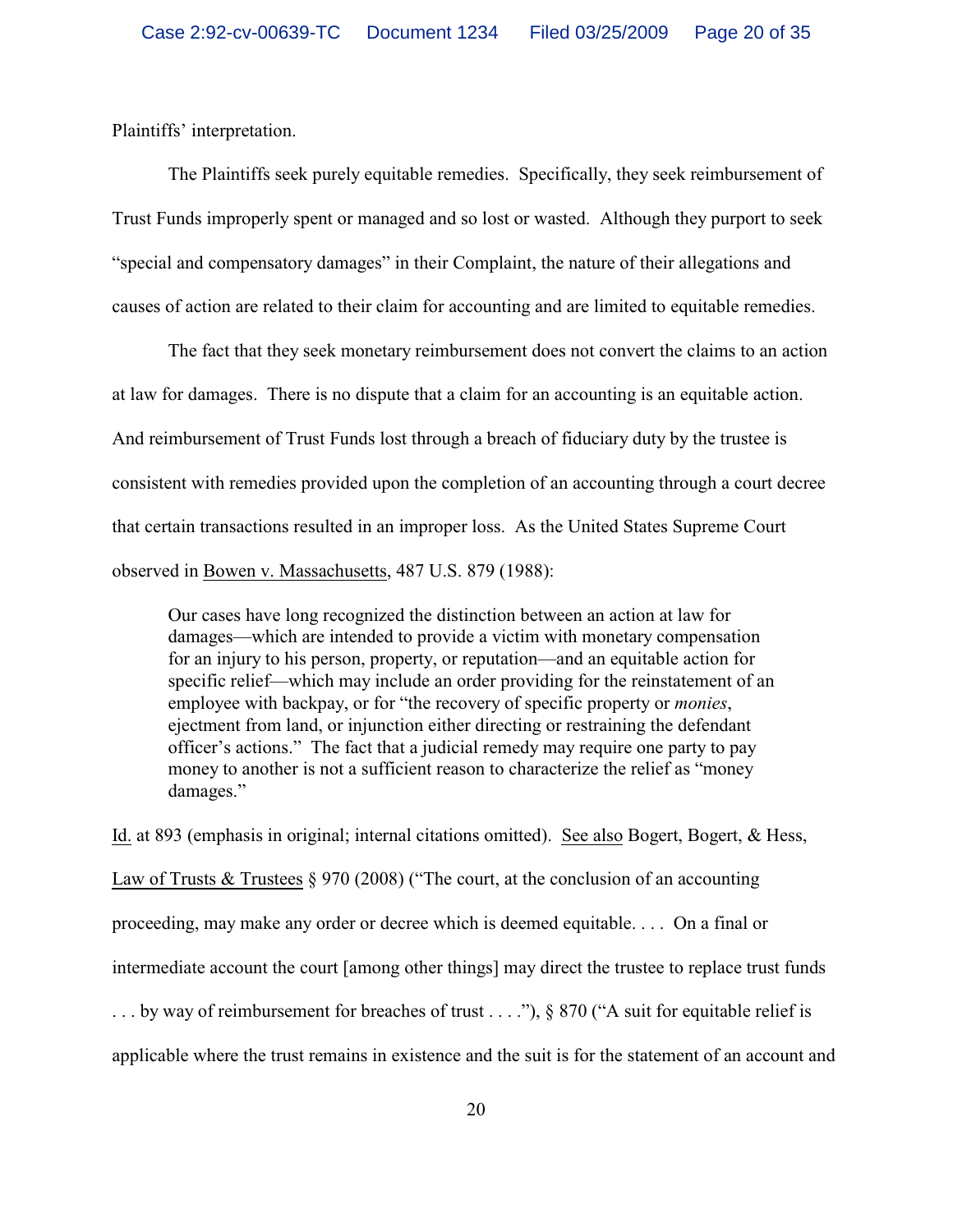Plaintiffs' interpretation.

The Plaintiffs seek purely equitable remedies. Specifically, they seek reimbursement of Trust Funds improperly spent or managed and so lost or wasted. Although they purport to seek "special and compensatory damages" in their Complaint, the nature of their allegations and causes of action are related to their claim for accounting and are limited to equitable remedies.

The fact that they seek monetary reimbursement does not convert the claims to an action at law for damages. There is no dispute that a claim for an accounting is an equitable action. And reimbursement of Trust Funds lost through a breach of fiduciary duty by the trustee is consistent with remedies provided upon the completion of an accounting through a court decree that certain transactions resulted in an improper loss. As the United States Supreme Court observed in Bowen v. Massachusetts, 487 U.S. 879 (1988):

> Our cases have long recognized the distinction between an action at law for damages—which are intended to provide a victim with monetary compensation for an injury to his person, property, or reputation—and an equitable action for specific relief—which may include an order providing for the reinstatement of an employee with backpay, or for "the recovery of specific property or *monies*, ejectment from land, or injunction either directing or restraining the defendant officer's actions." The fact that a judicial remedy may require one party to pay money to another is not a sufficient reason to characterize the relief as "money damages."

Id. at 893 (emphasis in original; internal citations omitted). See also Bogert, Bogert, & Hess, Law of Trusts & Trustees § 970 (2008) ("The court, at the conclusion of an accounting proceeding, may make any order or decree which is deemed equitable. . . . On a final or intermediate account the court [among other things] may direct the trustee to replace trust funds . . . by way of reimbursement for breaches of trust . . . ."), § 870 ("A suit for equitable relief is applicable where the trust remains in existence and the suit is for the statement of an account and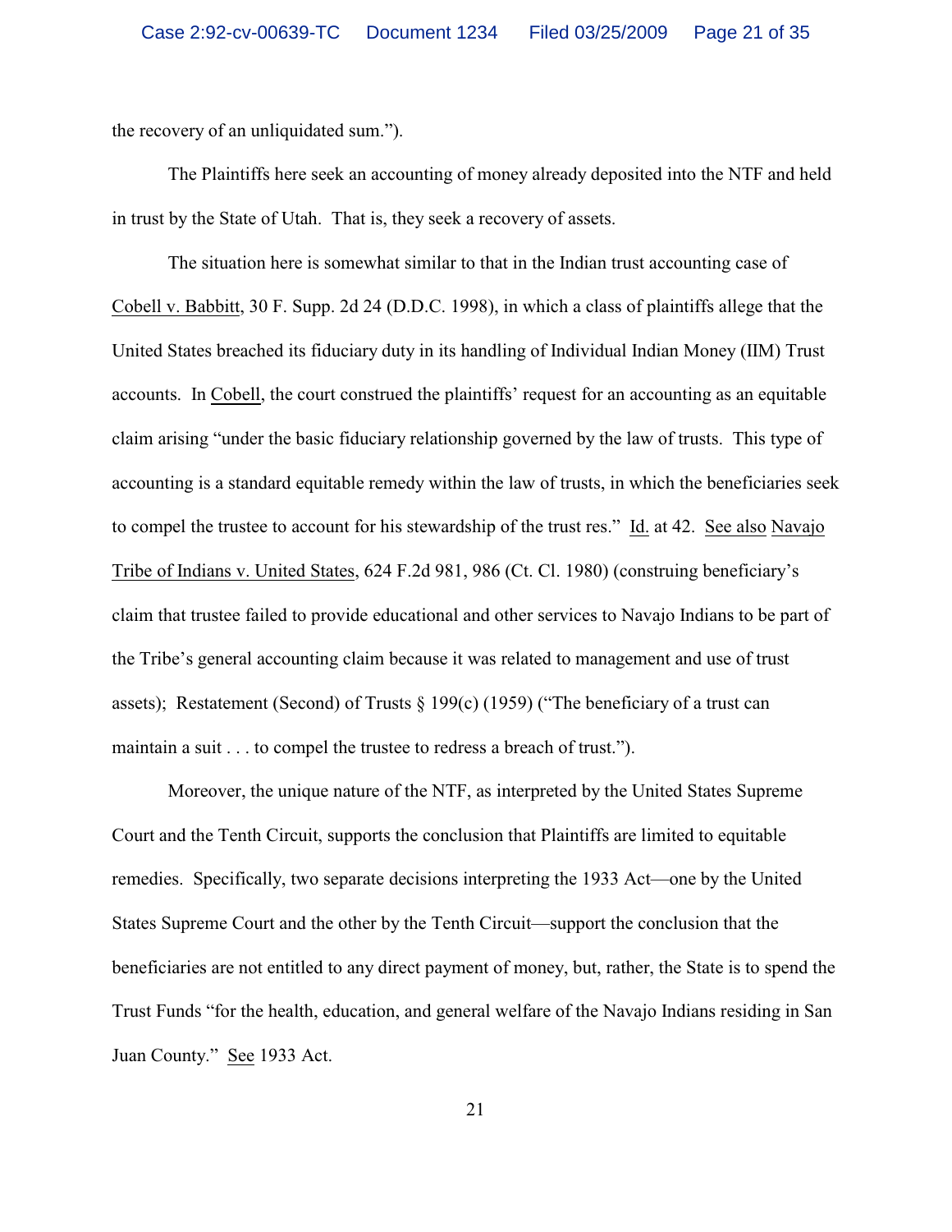the recovery of an unliquidated sum.").

The Plaintiffs here seek an accounting of money already deposited into the NTF and held in trust by the State of Utah. That is, they seek a recovery of assets.

The situation here is somewhat similar to that in the Indian trust accounting case of Cobell v. Babbitt, 30 F. Supp. 2d 24 (D.D.C. 1998), in which a class of plaintiffs allege that the United States breached its fiduciary duty in its handling of Individual Indian Money (IIM) Trust accounts. In Cobell, the court construed the plaintiffs' request for an accounting as an equitable claim arising "under the basic fiduciary relationship governed by the law of trusts. This type of accounting is a standard equitable remedy within the law of trusts, in which the beneficiaries seek to compel the trustee to account for his stewardship of the trust res." Id. at 42. See also Navajo Tribe of Indians v. United States, 624 F.2d 981, 986 (Ct. Cl. 1980) (construing beneficiary's claim that trustee failed to provide educational and other services to Navajo Indians to be part of the Tribe's general accounting claim because it was related to management and use of trust assets); Restatement (Second) of Trusts § 199(c) (1959) ("The beneficiary of a trust can maintain a suit . . . to compel the trustee to redress a breach of trust.").

Moreover, the unique nature of the NTF, as interpreted by the United States Supreme Court and the Tenth Circuit, supports the conclusion that Plaintiffs are limited to equitable remedies. Specifically, two separate decisions interpreting the 1933 Act—one by the United States Supreme Court and the other by the Tenth Circuit—support the conclusion that the beneficiaries are not entitled to any direct payment of money, but, rather, the State is to spend the Trust Funds "for the health, education, and general welfare of the Navajo Indians residing in San Juan County." See 1933 Act.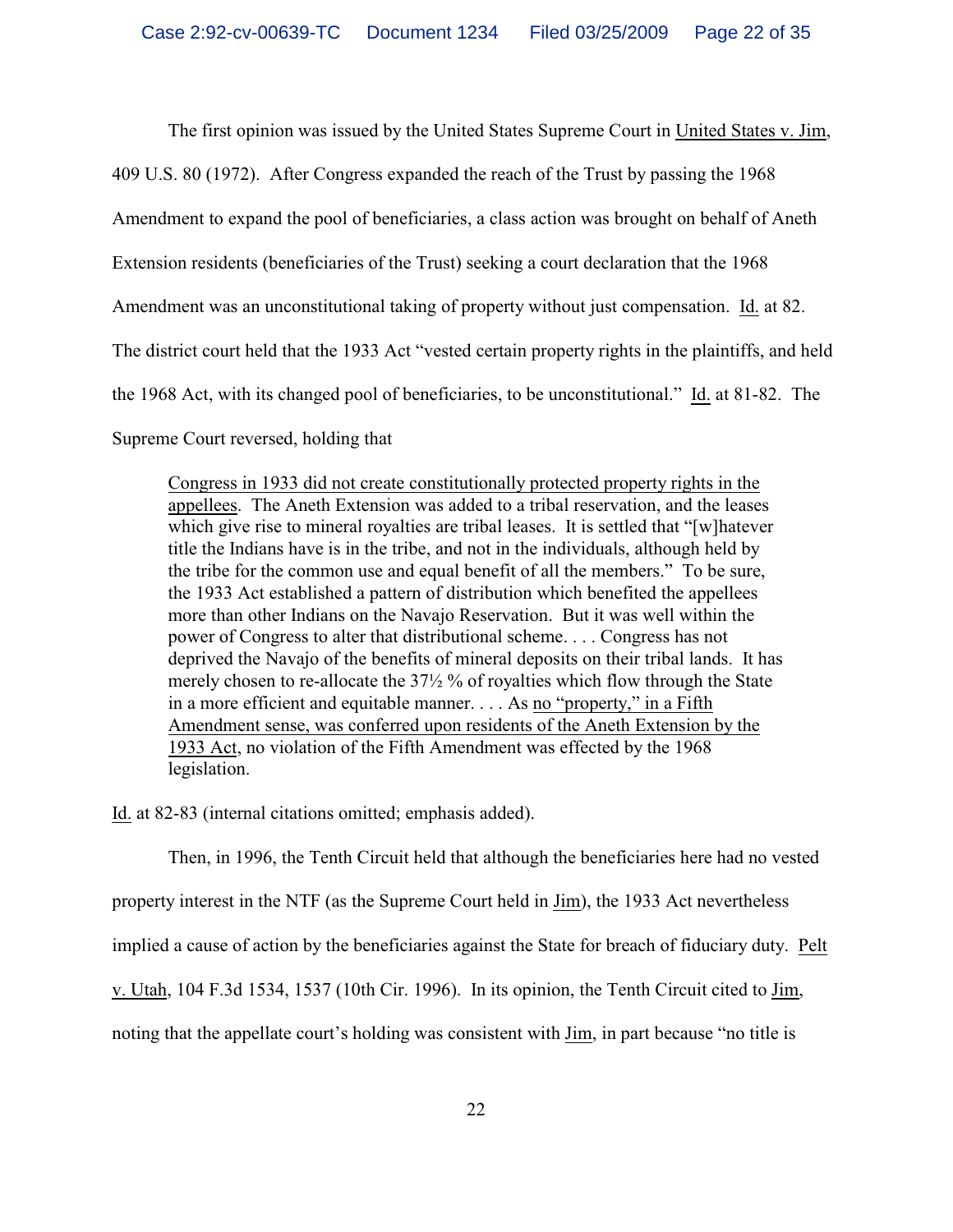The first opinion was issued by the United States Supreme Court in United States v. Jim, 409 U.S. 80 (1972). After Congress expanded the reach of the Trust by passing the 1968 Amendment to expand the pool of beneficiaries, a class action was brought on behalf of Aneth Extension residents (beneficiaries of the Trust) seeking a court declaration that the 1968 Amendment was an unconstitutional taking of property without just compensation. Id. at 82. The district court held that the 1933 Act "vested certain property rights in the plaintiffs, and held the 1968 Act, with its changed pool of beneficiaries, to be unconstitutional." Id. at 81-82. The Supreme Court reversed, holding that

> Congress in 1933 did not create constitutionally protected property rights in the appellees. The Aneth Extension was added to a tribal reservation, and the leases which give rise to mineral royalties are tribal leases. It is settled that "[w]hatever title the Indians have is in the tribe, and not in the individuals, although held by the tribe for the common use and equal benefit of all the members." To be sure, the 1933 Act established a pattern of distribution which benefited the appellees more than other Indians on the Navajo Reservation. But it was well within the power of Congress to alter that distributional scheme. . . . Congress has not deprived the Navajo of the benefits of mineral deposits on their tribal lands. It has merely chosen to re-allocate the 37½ % of royalties which flow through the State in a more efficient and equitable manner. . . . As no "property," in a Fifth Amendment sense, was conferred upon residents of the Aneth Extension by the 1933 Act, no violation of the Fifth Amendment was effected by the 1968 legislation.

Id. at 82-83 (internal citations omitted; emphasis added).

Then, in 1996, the Tenth Circuit held that although the beneficiaries here had no vested property interest in the NTF (as the Supreme Court held in Jim), the 1933 Act nevertheless implied a cause of action by the beneficiaries against the State for breach of fiduciary duty. Pelt v. Utah, 104 F.3d 1534, 1537 (10th Cir. 1996). In its opinion, the Tenth Circuit cited to Jim, noting that the appellate court's holding was consistent with Jim, in part because "no title is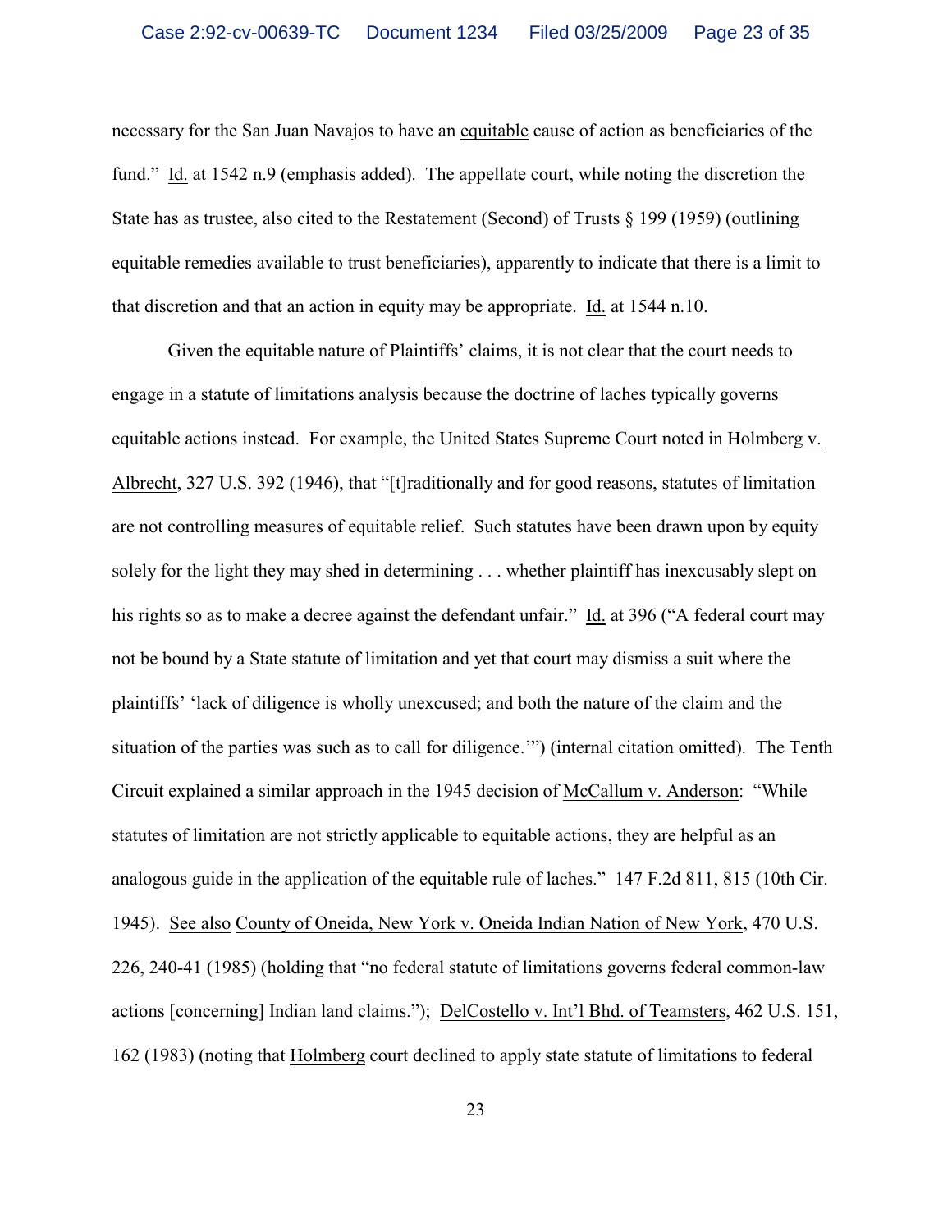necessary for the San Juan Navajos to have an equitable cause of action as beneficiaries of the fund." Id. at 1542 n.9 (emphasis added). The appellate court, while noting the discretion the State has as trustee, also cited to the Restatement (Second) of Trusts § 199 (1959) (outlining equitable remedies available to trust beneficiaries), apparently to indicate that there is a limit to that discretion and that an action in equity may be appropriate. Id. at 1544 n.10.

Given the equitable nature of Plaintiffs' claims, it is not clear that the court needs to engage in a statute of limitations analysis because the doctrine of laches typically governs equitable actions instead. For example, the United States Supreme Court noted in Holmberg v. Albrecht, 327 U.S. 392 (1946), that "[t]raditionally and for good reasons, statutes of limitation are not controlling measures of equitable relief. Such statutes have been drawn upon by equity solely for the light they may shed in determining . . . whether plaintiff has inexcusably slept on his rights so as to make a decree against the defendant unfair." Id. at 396 ("A federal court may not be bound by a State statute of limitation and yet that court may dismiss a suit where the plaintiffs' 'lack of diligence is wholly unexcused; and both the nature of the claim and the situation of the parties was such as to call for diligence.'") (internal citation omitted). The Tenth Circuit explained a similar approach in the 1945 decision of McCallum v. Anderson: "While statutes of limitation are not strictly applicable to equitable actions, they are helpful as an analogous guide in the application of the equitable rule of laches." 147 F.2d 811, 815 (10th Cir. 1945). See also County of Oneida, New York v. Oneida Indian Nation of New York, 470 U.S. 226, 240-41 (1985) (holding that "no federal statute of limitations governs federal common-law actions [concerning] Indian land claims."); DelCostello v. Int'l Bhd. of Teamsters, 462 U.S. 151, 162 (1983) (noting that Holmberg court declined to apply state statute of limitations to federal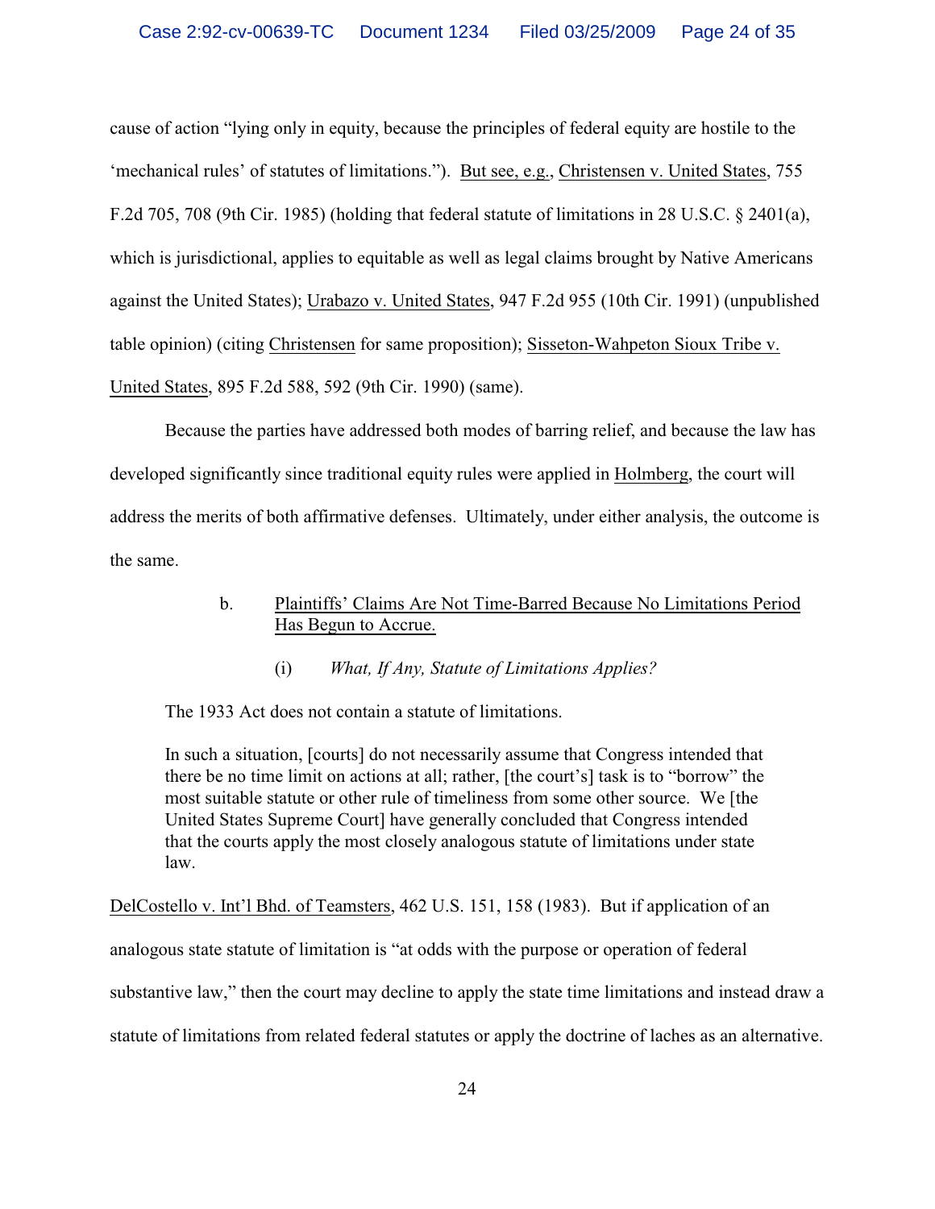cause of action "lying only in equity, because the principles of federal equity are hostile to the 'mechanical rules' of statutes of limitations."). But see, e.g., Christensen v. United States, 755 F.2d 705, 708 (9th Cir. 1985) (holding that federal statute of limitations in 28 U.S.C. § 2401(a), which is jurisdictional, applies to equitable as well as legal claims brought by Native Americans against the United States); Urabazo v. United States, 947 F.2d 955 (10th Cir. 1991) (unpublished table opinion) (citing Christensen for same proposition); Sisseton-Wahpeton Sioux Tribe v. United States, 895 F.2d 588, 592 (9th Cir. 1990) (same).

Because the parties have addressed both modes of barring relief, and because the law has developed significantly since traditional equity rules were applied in Holmberg, the court will address the merits of both affirmative defenses. Ultimately, under either analysis, the outcome is the same.

b. Plaintiffs' Claims Are Not Time-Barred Because No Limitations Period Has Begun to Accrue.

(i) *What, If Any, Statute of Limitations Applies?*

The 1933 Act does not contain a statute of limitations.

> In such a situation, [courts] do not necessarily assume that Congress intended that there be no time limit on actions at all; rather, [the court's] task is to "borrow" the most suitable statute or other rule of timeliness from some other source. We [the United States Supreme Court] have generally concluded that Congress intended that the courts apply the most closely analogous statute of limitations under state law.

DelCostello v. Int'l Bhd. of Teamsters, 462 U.S. 151, 158 (1983). But if application of an analogous state statute of limitation is "at odds with the purpose or operation of federal substantive law," then the court may decline to apply the state time limitations and instead draw a statute of limitations from related federal statutes or apply the doctrine of laches as an alternative.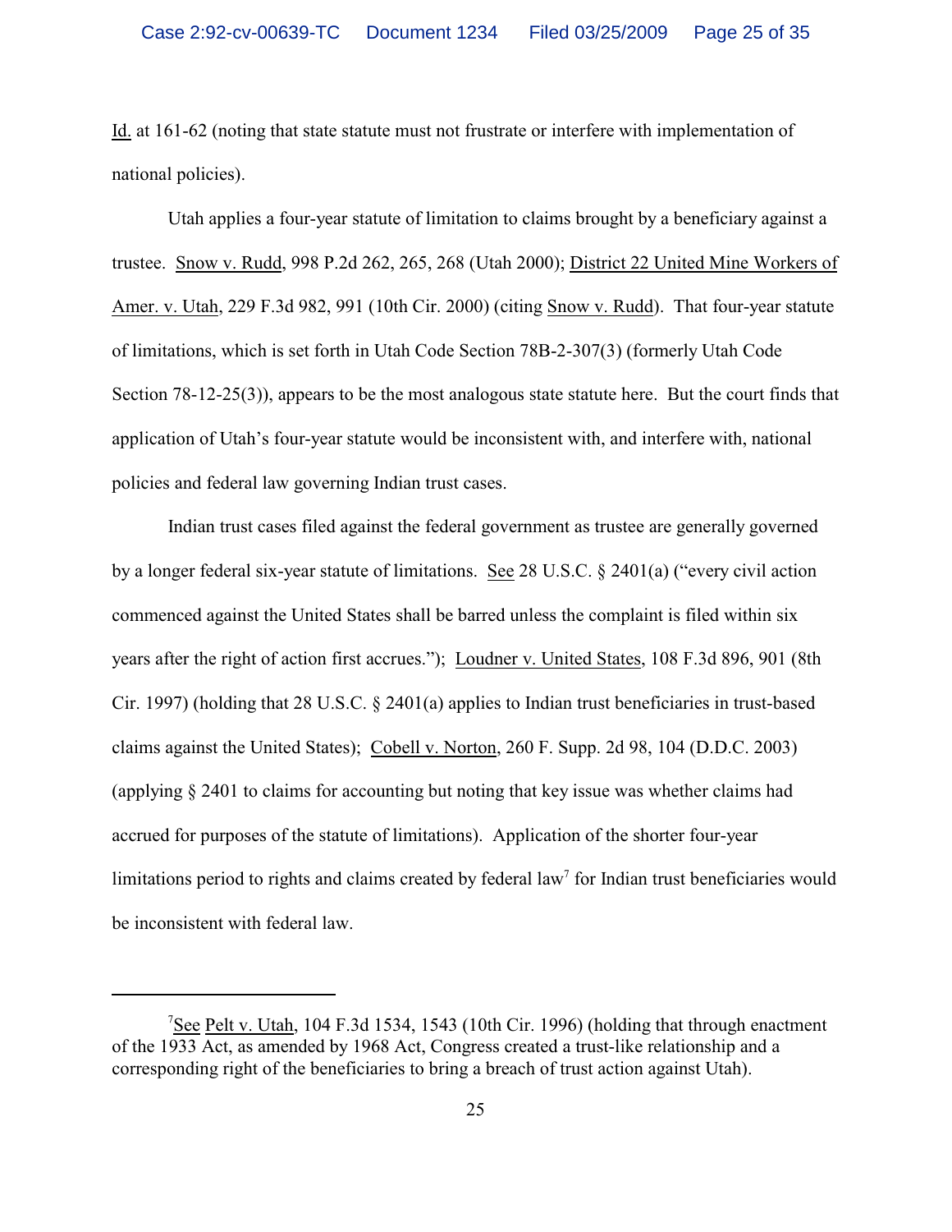Id. at 161-62 (noting that state statute must not frustrate or interfere with implementation of national policies).

Utah applies a four-year statute of limitation to claims brought by a beneficiary against a trustee. Snow v. Rudd, 998 P.2d 262, 265, 268 (Utah 2000); District 22 United Mine Workers of Amer. v. Utah, 229 F.3d 982, 991 (10th Cir. 2000) (citing Snow v. Rudd). That four-year statute of limitations, which is set forth in Utah Code Section 78B-2-307(3) (formerly Utah Code Section 78-12-25(3)), appears to be the most analogous state statute here. But the court finds that application of Utah's four-year statute would be inconsistent with, and interfere with, national policies and federal law governing Indian trust cases.

Indian trust cases filed against the federal government as trustee are generally governed by a longer federal six-year statute of limitations. See 28 U.S.C. § 2401(a) ("every civil action commenced against the United States shall be barred unless the complaint is filed within six years after the right of action first accrues."); Loudner v. United States, 108 F.3d 896, 901 (8th Cir. 1997) (holding that 28 U.S.C. § 2401(a) applies to Indian trust beneficiaries in trust-based claims against the United States); Cobell v. Norton, 260 F. Supp. 2d 98, 104 (D.D.C. 2003) (applying § 2401 to claims for accounting but noting that key issue was whether claims had accrued for purposes of the statute of limitations). Application of the shorter four-year limitations period to rights and claims created by federal law[7] for Indian trust beneficiaries would be inconsistent with federal law.

---

[7] See Pelt v. Utah, 104 F.3d 1534, 1543 (10th Cir. 1996) (holding that through enactment of the 1933 Act, as amended by 1968 Act, Congress created a trust-like relationship and a corresponding right of the beneficiaries to bring a breach of trust action against Utah).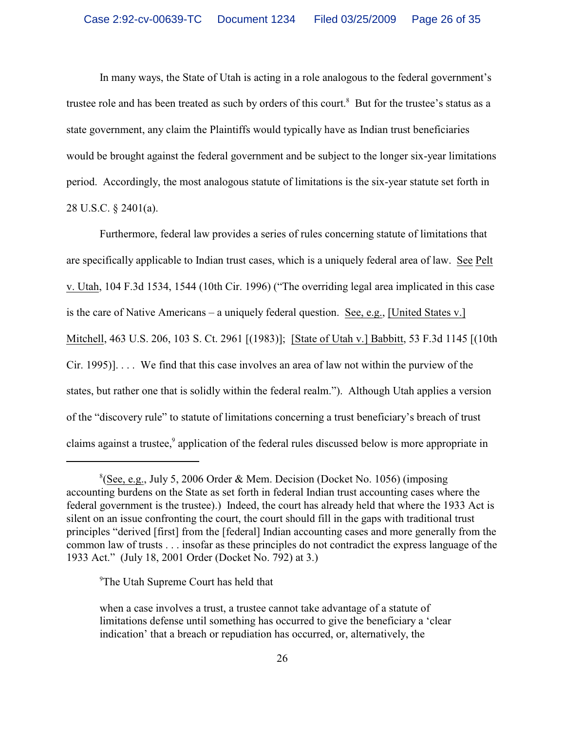In many ways, the State of Utah is acting in a role analogous to the federal government's trustee role and has been treated as such by orders of this court.[8] But for the trustee's status as a state government, any claim the Plaintiffs would typically have as Indian trust beneficiaries would be brought against the federal government and be subject to the longer six-year limitations period. Accordingly, the most analogous statute of limitations is the six-year statute set forth in 28 U.S.C. § 2401(a).

Furthermore, federal law provides a series of rules concerning statute of limitations that are specifically applicable to Indian trust cases, which is a uniquely federal area of law. See Pelt v. Utah, 104 F.3d 1534, 1544 (10th Cir. 1996) ("The overriding legal area implicated in this case is the care of Native Americans – a uniquely federal question. See, e.g., [United States v.] Mitchell, 463 U.S. 206, 103 S. Ct. 2961 [(1983)]; [State of Utah v.] Babbitt, 53 F.3d 1145 [(10th Cir. 1995)]. . . . We find that this case involves an area of law not within the purview of the states, but rather one that is solidly within the federal realm."). Although Utah applies a version of the "discovery rule" to statute of limitations concerning a trust beneficiary's breach of trust claims against a trustee,[9] application of the federal rules discussed below is more appropriate in

---

[8](See, e.g., July 5, 2006 Order & Mem. Decision (Docket No. 1056) (imposing accounting burdens on the State as set forth in federal Indian trust accounting cases where the federal government is the trustee).) Indeed, the court has already held that where the 1933 Act is silent on an issue confronting the court, the court should fill in the gaps with traditional trust principles "derived [first] from the [federal] Indian accounting cases and more generally from the common law of trusts . . . insofar as these principles do not contradict the express language of the 1933 Act." (July 18, 2001 Order (Docket No. 792) at 3.)

[9]The Utah Supreme Court has held that

> when a case involves a trust, a trustee cannot take advantage of a statute of limitations defense until something has occurred to give the beneficiary a 'clear indication' that a breach or repudiation has occurred, or, alternatively, the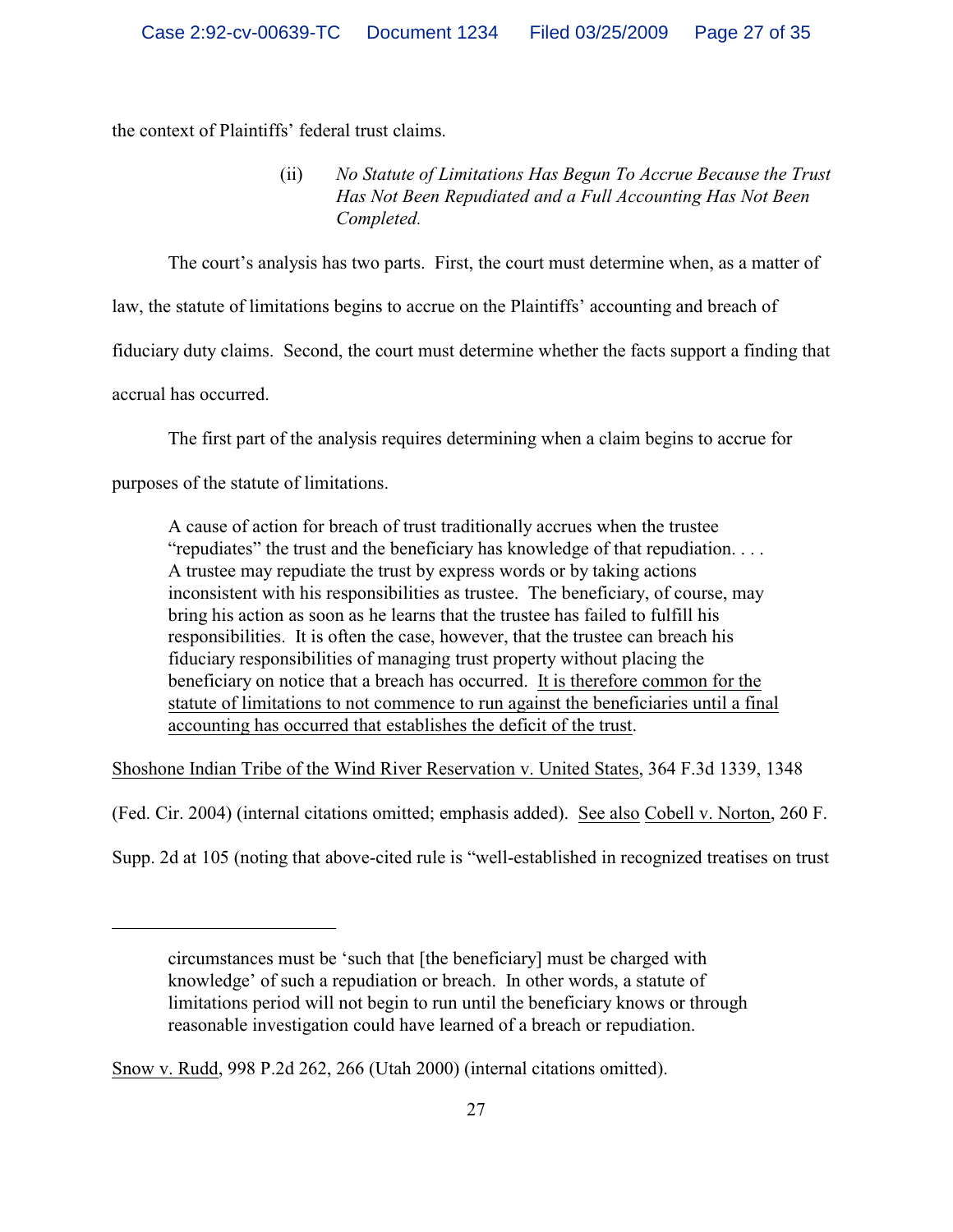the context of Plaintiffs' federal trust claims.

(ii) *No Statute of Limitations Has Begun To Accrue Because the Trust Has Not Been Repudiated and a Full Accounting Has Not Been Completed.*

The court's analysis has two parts. First, the court must determine when, as a matter of law, the statute of limitations begins to accrue on the Plaintiffs' accounting and breach of fiduciary duty claims. Second, the court must determine whether the facts support a finding that accrual has occurred.

The first part of the analysis requires determining when a claim begins to accrue for purposes of the statute of limitations.

> A cause of action for breach of trust traditionally accrues when the trustee "repudiates" the trust and the beneficiary has knowledge of that repudiation. . . . A trustee may repudiate the trust by express words or by taking actions inconsistent with his responsibilities as trustee. The beneficiary, of course, may bring his action as soon as he learns that the trustee has failed to fulfill his responsibilities. It is often the case, however, that the trustee can breach his fiduciary responsibilities of managing trust property without placing the beneficiary on notice that a breach has occurred. <u>It is therefore common for the statute of limitations to not commence to run against the beneficiaries until a final accounting has occurred that establishes the deficit of the trust</u>.

<u>Shoshone Indian Tribe of the Wind River Reservation v. United States</u>, 364 F.3d 1339, 1348 (Fed. Cir. 2004) (internal citations omitted; emphasis added). <u>See also</u> <u>Cobell v. Norton</u>, 260 F. Supp. 2d at 105 (noting that above-cited rule is "well-established in recognized treatises on trust

---

> circumstances must be 'such that [the beneficiary] must be charged with knowledge' of such a repudiation or breach. In other words, a statute of limitations period will not begin to run until the beneficiary knows or through reasonable investigation could have learned of a breach or repudiation.

<u>Snow v. Rudd</u>, 998 P.2d 262, 266 (Utah 2000) (internal citations omitted).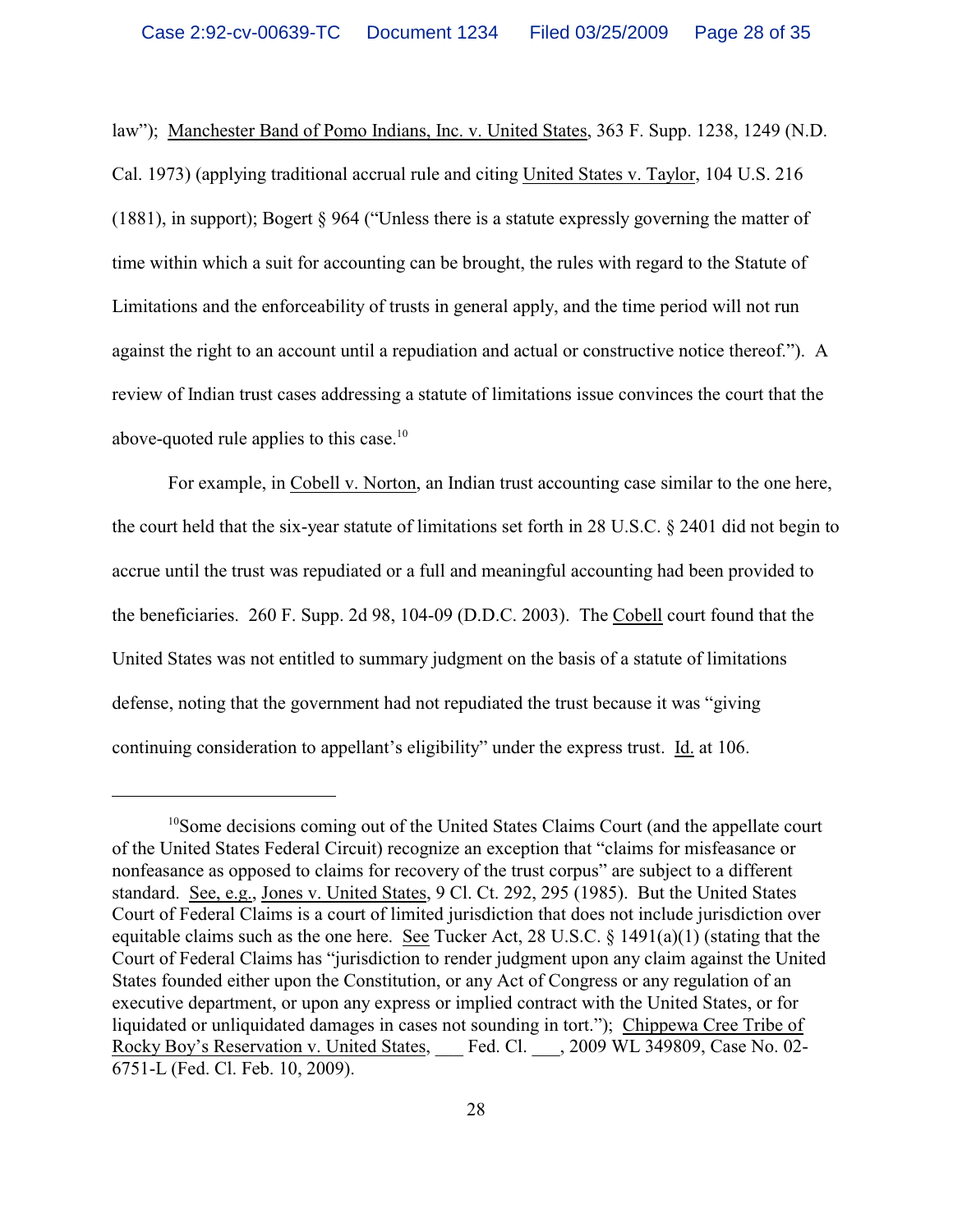law"); Manchester Band of Pomo Indians, Inc. v. United States, 363 F. Supp. 1238, 1249 (N.D. Cal. 1973) (applying traditional accrual rule and citing United States v. Taylor, 104 U.S. 216 (1881), in support); Bogert § 964 ("Unless there is a statute expressly governing the matter of time within which a suit for accounting can be brought, the rules with regard to the Statute of Limitations and the enforceability of trusts in general apply, and the time period will not run against the right to an account until a repudiation and actual or constructive notice thereof."). A review of Indian trust cases addressing a statute of limitations issue convinces the court that the above-quoted rule applies to this case.[10]

For example, in Cobell v. Norton, an Indian trust accounting case similar to the one here, the court held that the six-year statute of limitations set forth in 28 U.S.C. § 2401 did not begin to accrue until the trust was repudiated or a full and meaningful accounting had been provided to the beneficiaries. 260 F. Supp. 2d 98, 104-09 (D.D.C. 2003). The Cobell court found that the United States was not entitled to summary judgment on the basis of a statute of limitations defense, noting that the government had not repudiated the trust because it was "giving continuing consideration to appellant's eligibility" under the express trust. Id. at 106.

---

[10] Some decisions coming out of the United States Claims Court (and the appellate court of the United States Federal Circuit) recognize an exception that "claims for misfeasance or nonfeasance as opposed to claims for recovery of the trust corpus" are subject to a different standard. See, e.g., Jones v. United States, 9 Cl. Ct. 292, 295 (1985). But the United States Court of Federal Claims is a court of limited jurisdiction that does not include jurisdiction over equitable claims such as the one here. See Tucker Act, 28 U.S.C. § 1491(a)(1) (stating that the Court of Federal Claims has "jurisdiction to render judgment upon any claim against the United States founded either upon the Constitution, or any Act of Congress or any regulation of an executive department, or upon any express or implied contract with the United States, or for liquidated or unliquidated damages in cases not sounding in tort."); Chippewa Cree Tribe of Rocky Boy's Reservation v. United States, ___ Fed. Cl. ___, 2009 WL 349809, Case No. 02-6751-L (Fed. Cl. Feb. 10, 2009).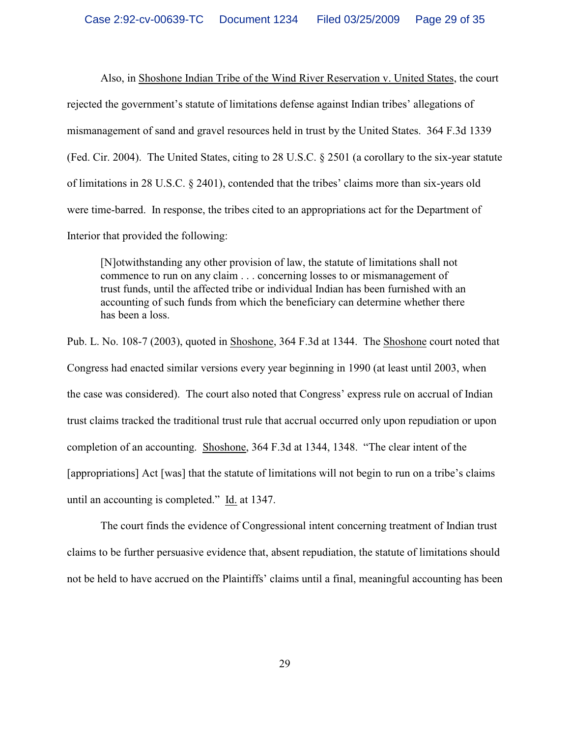Also, in Shoshone Indian Tribe of the Wind River Reservation v. United States, the court rejected the government's statute of limitations defense against Indian tribes' allegations of mismanagement of sand and gravel resources held in trust by the United States. 364 F.3d 1339 (Fed. Cir. 2004). The United States, citing to 28 U.S.C. § 2501 (a corollary to the six-year statute of limitations in 28 U.S.C. § 2401), contended that the tribes' claims more than six-years old were time-barred. In response, the tribes cited to an appropriations act for the Department of Interior that provided the following:

> [N]otwithstanding any other provision of law, the statute of limitations shall not commence to run on any claim . . . concerning losses to or mismanagement of trust funds, until the affected tribe or individual Indian has been furnished with an accounting of such funds from which the beneficiary can determine whether there has been a loss.

Pub. L. No. 108-7 (2003), quoted in Shoshone, 364 F.3d at 1344. The Shoshone court noted that Congress had enacted similar versions every year beginning in 1990 (at least until 2003, when the case was considered). The court also noted that Congress' express rule on accrual of Indian trust claims tracked the traditional trust rule that accrual occurred only upon repudiation or upon completion of an accounting. Shoshone, 364 F.3d at 1344, 1348. "The clear intent of the [appropriations] Act [was] that the statute of limitations will not begin to run on a tribe's claims until an accounting is completed." Id. at 1347.

The court finds the evidence of Congressional intent concerning treatment of Indian trust claims to be further persuasive evidence that, absent repudiation, the statute of limitations should not be held to have accrued on the Plaintiffs' claims until a final, meaningful accounting has been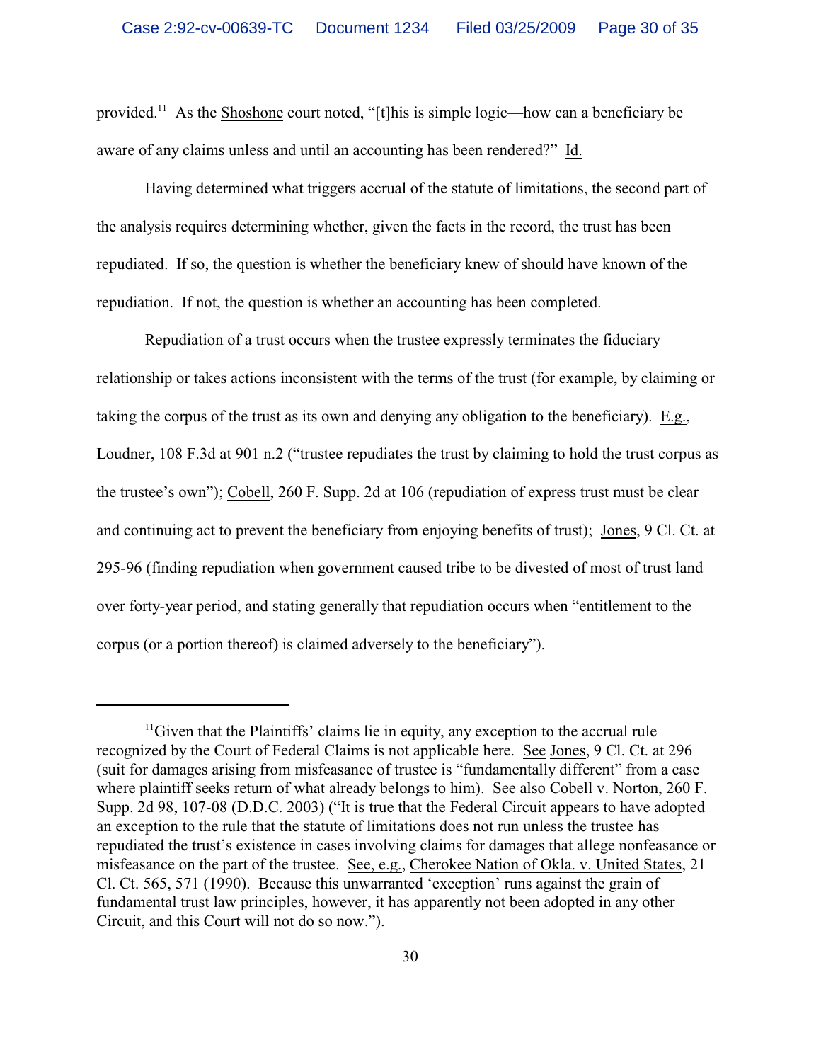provided.[11] As the Shoshone court noted, "[t]his is simple logic—how can a beneficiary be aware of any claims unless and until an accounting has been rendered?" Id.

Having determined what triggers accrual of the statute of limitations, the second part of the analysis requires determining whether, given the facts in the record, the trust has been repudiated. If so, the question is whether the beneficiary knew of should have known of the repudiation. If not, the question is whether an accounting has been completed.

Repudiation of a trust occurs when the trustee expressly terminates the fiduciary relationship or takes actions inconsistent with the terms of the trust (for example, by claiming or taking the corpus of the trust as its own and denying any obligation to the beneficiary). E.g., Loudner, 108 F.3d at 901 n.2 ("trustee repudiates the trust by claiming to hold the trust corpus as the trustee's own"); Cobell, 260 F. Supp. 2d at 106 (repudiation of express trust must be clear and continuing act to prevent the beneficiary from enjoying benefits of trust); Jones, 9 Cl. Ct. at 295-96 (finding repudiation when government caused tribe to be divested of most of trust land over forty-year period, and stating generally that repudiation occurs when "entitlement to the corpus (or a portion thereof) is claimed adversely to the beneficiary").

---

[11] Given that the Plaintiffs' claims lie in equity, any exception to the accrual rule recognized by the Court of Federal Claims is not applicable here. See Jones, 9 Cl. Ct. at 296 (suit for damages arising from misfeasance of trustee is "fundamentally different" from a case where plaintiff seeks return of what already belongs to him). See also Cobell v. Norton, 260 F. Supp. 2d 98, 107-08 (D.D.C. 2003) ("It is true that the Federal Circuit appears to have adopted an exception to the rule that the statute of limitations does not run unless the trustee has repudiated the trust's existence in cases involving claims for damages that allege nonfeasance or misfeasance on the part of the trustee. See, e.g., Cherokee Nation of Okla. v. United States, 21 Cl. Ct. 565, 571 (1990). Because this unwarranted 'exception' runs against the grain of fundamental trust law principles, however, it has apparently not been adopted in any other Circuit, and this Court will not do so now.").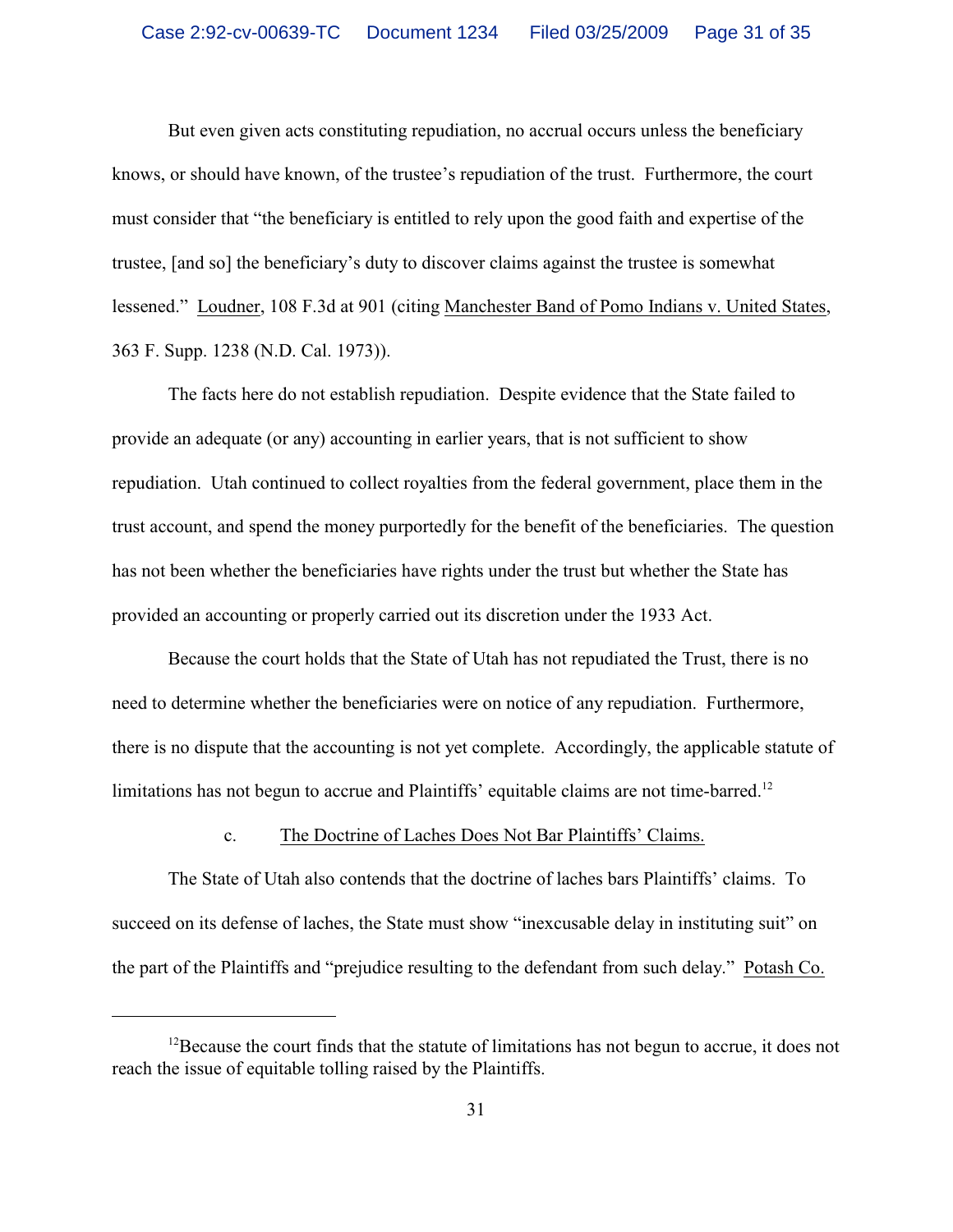But even given acts constituting repudiation, no accrual occurs unless the beneficiary knows, or should have known, of the trustee's repudiation of the trust. Furthermore, the court must consider that "the beneficiary is entitled to rely upon the good faith and expertise of the trustee, [and so] the beneficiary's duty to discover claims against the trustee is somewhat lessened." Loudner, 108 F.3d at 901 (citing Manchester Band of Pomo Indians v. United States, 363 F. Supp. 1238 (N.D. Cal. 1973)).

The facts here do not establish repudiation. Despite evidence that the State failed to provide an adequate (or any) accounting in earlier years, that is not sufficient to show repudiation. Utah continued to collect royalties from the federal government, place them in the trust account, and spend the money purportedly for the benefit of the beneficiaries. The question has not been whether the beneficiaries have rights under the trust but whether the State has provided an accounting or properly carried out its discretion under the 1933 Act.

Because the court holds that the State of Utah has not repudiated the Trust, there is no need to determine whether the beneficiaries were on notice of any repudiation. Furthermore, there is no dispute that the accounting is not yet complete. Accordingly, the applicable statute of limitations has not begun to accrue and Plaintiffs' equitable claims are not time-barred.[12]

c. The Doctrine of Laches Does Not Bar Plaintiffs' Claims.

The State of Utah also contends that the doctrine of laches bars Plaintiffs' claims. To succeed on its defense of laches, the State must show "inexcusable delay in instituting suit" on the part of the Plaintiffs and "prejudice resulting to the defendant from such delay." Potash Co.

---

[12]Because the court finds that the statute of limitations has not begun to accrue, it does not reach the issue of equitable tolling raised by the Plaintiffs.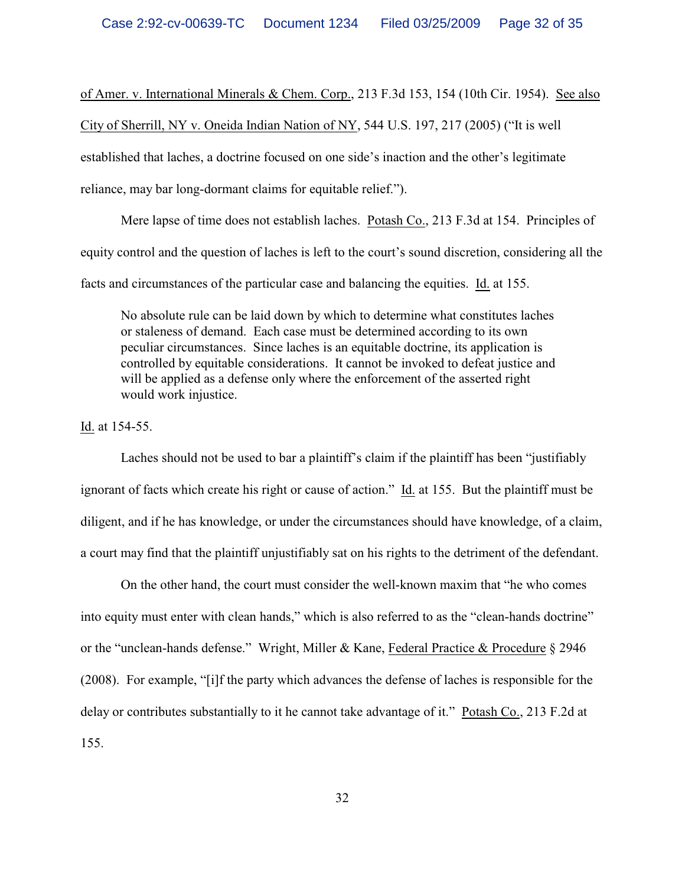of Amer. v. International Minerals & Chem. Corp., 213 F.3d 153, 154 (10th Cir. 1954). See also City of Sherrill, NY v. Oneida Indian Nation of NY, 544 U.S. 197, 217 (2005) ("It is well established that laches, a doctrine focused on one side's inaction and the other's legitimate reliance, may bar long-dormant claims for equitable relief.").

Mere lapse of time does not establish laches. Potash Co., 213 F.3d at 154. Principles of equity control and the question of laches is left to the court's sound discretion, considering all the facts and circumstances of the particular case and balancing the equities. Id. at 155.

> No absolute rule can be laid down by which to determine what constitutes laches or staleness of demand. Each case must be determined according to its own peculiar circumstances. Since laches is an equitable doctrine, its application is controlled by equitable considerations. It cannot be invoked to defeat justice and will be applied as a defense only where the enforcement of the asserted right would work injustice.

Id. at 154-55.

Laches should not be used to bar a plaintiff's claim if the plaintiff has been "justifiably ignorant of facts which create his right or cause of action." Id. at 155. But the plaintiff must be diligent, and if he has knowledge, or under the circumstances should have knowledge, of a claim, a court may find that the plaintiff unjustifiably sat on his rights to the detriment of the defendant.

On the other hand, the court must consider the well-known maxim that "he who comes into equity must enter with clean hands," which is also referred to as the "clean-hands doctrine" or the "unclean-hands defense." Wright, Miller & Kane, Federal Practice & Procedure § 2946 (2008). For example, "[i]f the party which advances the defense of laches is responsible for the delay or contributes substantially to it he cannot take advantage of it." Potash Co., 213 F.2d at 155.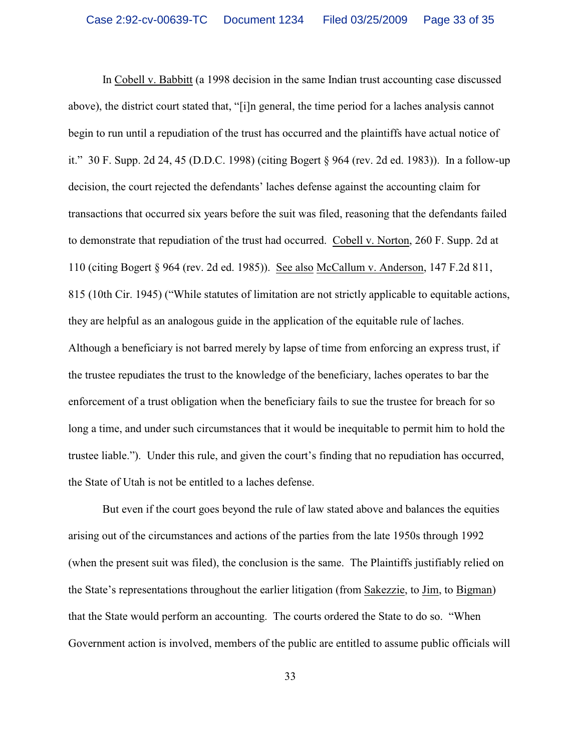In Cobell v. Babbitt (a 1998 decision in the same Indian trust accounting case discussed above), the district court stated that, "[i]n general, the time period for a laches analysis cannot begin to run until a repudiation of the trust has occurred and the plaintiffs have actual notice of it." 30 F. Supp. 2d 24, 45 (D.D.C. 1998) (citing Bogert § 964 (rev. 2d ed. 1983)). In a follow-up decision, the court rejected the defendants' laches defense against the accounting claim for transactions that occurred six years before the suit was filed, reasoning that the defendants failed to demonstrate that repudiation of the trust had occurred. Cobell v. Norton, 260 F. Supp. 2d at 110 (citing Bogert § 964 (rev. 2d ed. 1985)). See also McCallum v. Anderson, 147 F.2d 811, 815 (10th Cir. 1945) ("While statutes of limitation are not strictly applicable to equitable actions, they are helpful as an analogous guide in the application of the equitable rule of laches. Although a beneficiary is not barred merely by lapse of time from enforcing an express trust, if the trustee repudiates the trust to the knowledge of the beneficiary, laches operates to bar the enforcement of a trust obligation when the beneficiary fails to sue the trustee for breach for so long a time, and under such circumstances that it would be inequitable to permit him to hold the trustee liable."). Under this rule, and given the court's finding that no repudiation has occurred, the State of Utah is not be entitled to a laches defense.

But even if the court goes beyond the rule of law stated above and balances the equities arising out of the circumstances and actions of the parties from the late 1950s through 1992 (when the present suit was filed), the conclusion is the same. The Plaintiffs justifiably relied on the State's representations throughout the earlier litigation (from Sakezzie, to Jim, to Bigman) that the State would perform an accounting. The courts ordered the State to do so. "When Government action is involved, members of the public are entitled to assume public officials will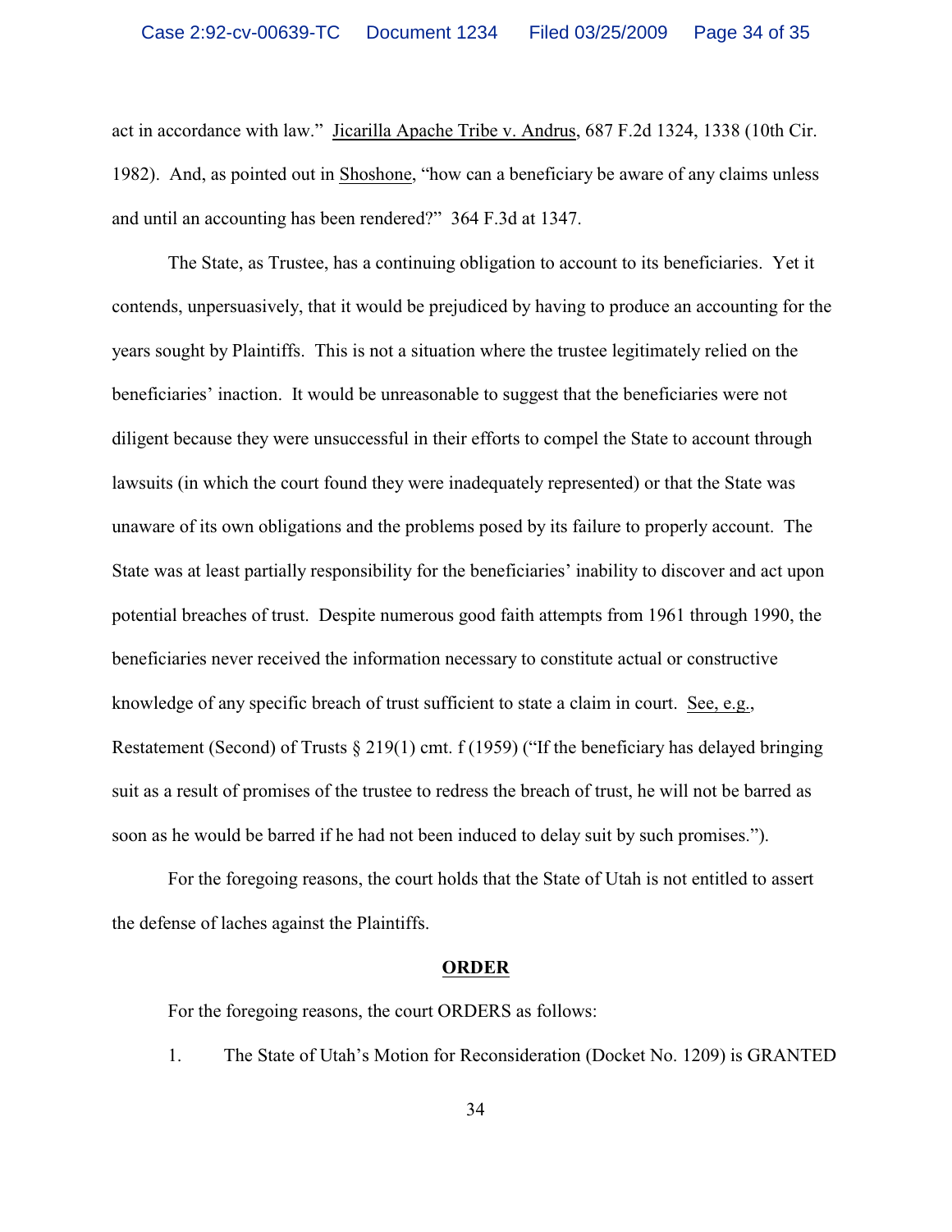act in accordance with law." Jicarilla Apache Tribe v. Andrus, 687 F.2d 1324, 1338 (10th Cir. 1982). And, as pointed out in Shoshone, "how can a beneficiary be aware of any claims unless and until an accounting has been rendered?" 364 F.3d at 1347.

The State, as Trustee, has a continuing obligation to account to its beneficiaries. Yet it contends, unpersuasively, that it would be prejudiced by having to produce an accounting for the years sought by Plaintiffs. This is not a situation where the trustee legitimately relied on the beneficiaries' inaction. It would be unreasonable to suggest that the beneficiaries were not diligent because they were unsuccessful in their efforts to compel the State to account through lawsuits (in which the court found they were inadequately represented) or that the State was unaware of its own obligations and the problems posed by its failure to properly account. The State was at least partially responsibility for the beneficiaries' inability to discover and act upon potential breaches of trust. Despite numerous good faith attempts from 1961 through 1990, the beneficiaries never received the information necessary to constitute actual or constructive knowledge of any specific breach of trust sufficient to state a claim in court. See, e.g., Restatement (Second) of Trusts § 219(1) cmt. f (1959) ("If the beneficiary has delayed bringing suit as a result of promises of the trustee to redress the breach of trust, he will not be barred as soon as he would be barred if he had not been induced to delay suit by such promises.").

For the foregoing reasons, the court holds that the State of Utah is not entitled to assert the defense of laches against the Plaintiffs.

## ORDER

For the foregoing reasons, the court ORDERS as follows:

1. The State of Utah's Motion for Reconsideration (Docket No. 1209) is GRANTED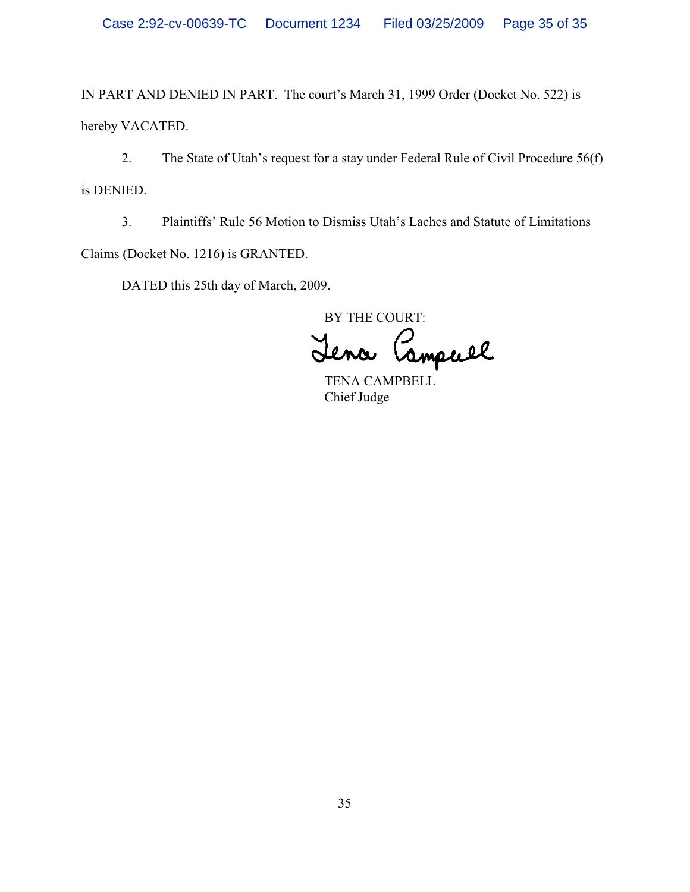IN PART AND DENIED IN PART. The court's March 31, 1999 Order (Docket No. 522) is hereby VACATED.

2. The State of Utah's request for a stay under Federal Rule of Civil Procedure 56(f) is DENIED.

3. Plaintiffs' Rule 56 Motion to Dismiss Utah's Laches and Statute of Limitations Claims (Docket No. 1216) is GRANTED.

DATED this 25th day of March, 2009.

BY THE COURT:

Tena Campbell

TENA CAMPBELL
Chief Judge